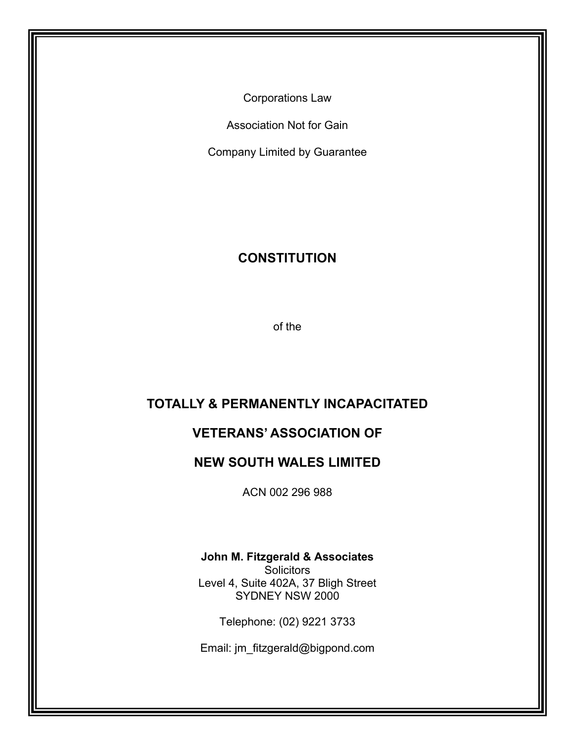Corporations Law

Association Not for Gain

Company Limited by Guarantee

# CONSTITUTION

of the

# TOTALLY & PERMANENTLY INCAPACITATED VETERANS' ASSOCIATION OF NEW SOUTH WALES LIMITED

ACN 002 296 988

**John M. Fitzgerald & Associates**
Solicitors
Level 4, Suite 402A, 37 Bligh Street
SYDNEY NSW 2000

Telephone: (02) 9221 3733

Email: jm_fitzgerald@bigpond.com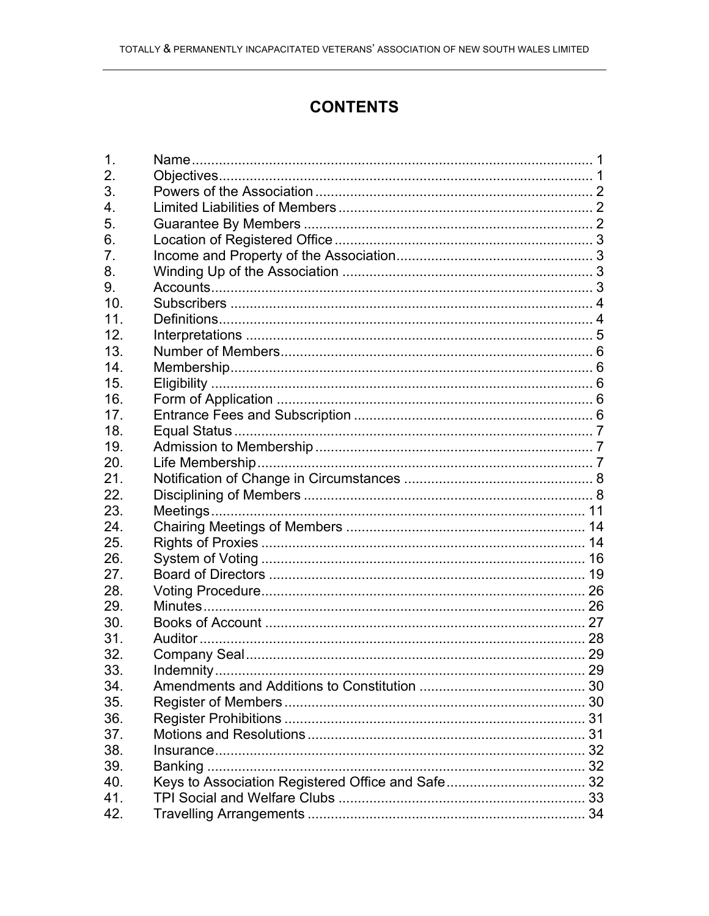# CONTENTS

| | | |
|---|---|---|
| 1. | Name | 1 |
| 2. | Objectives | 1 |
| 3. | Powers of the Association | 2 |
| 4. | Limited Liabilities of Members | 2 |
| 5. | Guarantee By Members | 2 |
| 6. | Location of Registered Office | 3 |
| 7. | Income and Property of the Association | 3 |
| 8. | Winding Up of the Association | 3 |
| 9. | Accounts | 3 |
| 10. | Subscribers | 4 |
| 11. | Definitions | 4 |
| 12. | Interpretations | 5 |
| 13. | Number of Members | 6 |
| 14. | Membership | 6 |
| 15. | Eligibility | 6 |
| 16. | Form of Application | 6 |
| 17. | Entrance Fees and Subscription | 6 |
| 18. | Equal Status | 7 |
| 19. | Admission to Membership | 7 |
| 20. | Life Membership | 7 |
| 21. | Notification of Change in Circumstances | 8 |
| 22. | Disciplining of Members | 8 |
| 23. | Meetings | 11 |
| 24. | Chairing Meetings of Members | 14 |
| 25. | Rights of Proxies | 14 |
| 26. | System of Voting | 16 |
| 27. | Board of Directors | 19 |
| 28. | Voting Procedure | 26 |
| 29. | Minutes | 26 |
| 30. | Books of Account | 27 |
| 31. | Auditor | 28 |
| 32. | Company Seal | 29 |
| 33. | Indemnity | 29 |
| 34. | Amendments and Additions to Constitution | 30 |
| 35. | Register of Members | 30 |
| 36. | Register Prohibitions | 31 |
| 37. | Motions and Resolutions | 31 |
| 38. | Insurance | 32 |
| 39. | Banking | 32 |
| 40. | Keys to Association Registered Office and Safe | 32 |
| 41. | TPI Social and Welfare Clubs | 33 |
| 42. | Travelling Arrangements | 34 |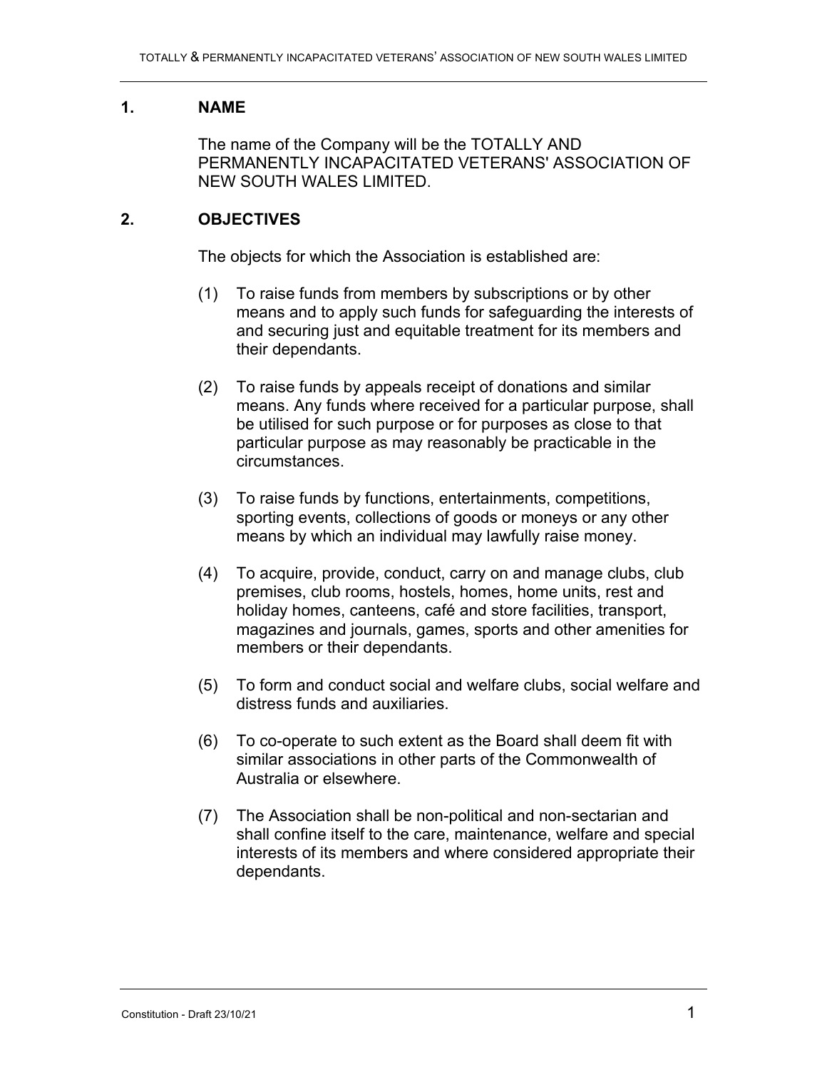## 1. NAME

The name of the Company will be the TOTALLY AND PERMANENTLY INCAPACITATED VETERANS' ASSOCIATION OF NEW SOUTH WALES LIMITED.

## 2. OBJECTIVES

The objects for which the Association is established are:

(1) To raise funds from members by subscriptions or by other means and to apply such funds for safeguarding the interests of and securing just and equitable treatment for its members and their dependants.

(2) To raise funds by appeals receipt of donations and similar means. Any funds where received for a particular purpose, shall be utilised for such purpose or for purposes as close to that particular purpose as may reasonably be practicable in the circumstances.

(3) To raise funds by functions, entertainments, competitions, sporting events, collections of goods or moneys or any other means by which an individual may lawfully raise money.

(4) To acquire, provide, conduct, carry on and manage clubs, club premises, club rooms, hostels, homes, home units, rest and holiday homes, canteens, café and store facilities, transport, magazines and journals, games, sports and other amenities for members or their dependants.

(5) To form and conduct social and welfare clubs, social welfare and distress funds and auxiliaries.

(6) To co-operate to such extent as the Board shall deem fit with similar associations in other parts of the Commonwealth of Australia or elsewhere.

(7) The Association shall be non-political and non-sectarian and shall confine itself to the care, maintenance, welfare and special interests of its members and where considered appropriate their dependants.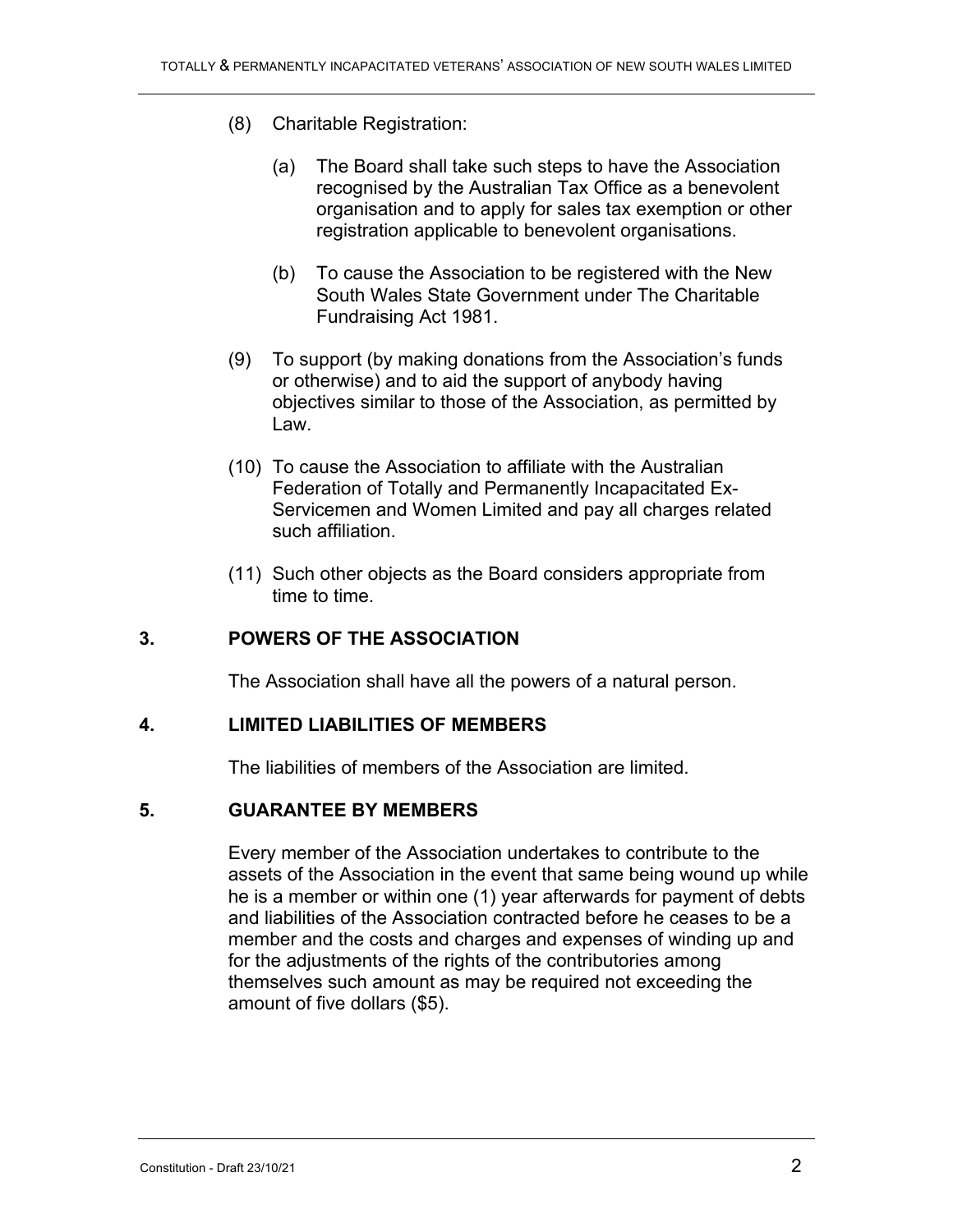(8) Charitable Registration:

   (a) The Board shall take such steps to have the Association recognised by the Australian Tax Office as a benevolent organisation and to apply for sales tax exemption or other registration applicable to benevolent organisations.

   (b) To cause the Association to be registered with the New South Wales State Government under The Charitable Fundraising Act 1981.

(9) To support (by making donations from the Association's funds or otherwise) and to aid the support of anybody having objectives similar to those of the Association, as permitted by Law.

(10) To cause the Association to affiliate with the Australian Federation of Totally and Permanently Incapacitated Ex-Servicemen and Women Limited and pay all charges related such affiliation.

(11) Such other objects as the Board considers appropriate from time to time.

## 3. POWERS OF THE ASSOCIATION

The Association shall have all the powers of a natural person.

## 4. LIMITED LIABILITIES OF MEMBERS

The liabilities of members of the Association are limited.

## 5. GUARANTEE BY MEMBERS

Every member of the Association undertakes to contribute to the assets of the Association in the event that same being wound up while he is a member or within one (1) year afterwards for payment of debts and liabilities of the Association contracted before he ceases to be a member and the costs and charges and expenses of winding up and for the adjustments of the rights of the contributories among themselves such amount as may be required not exceeding the amount of five dollars ($5).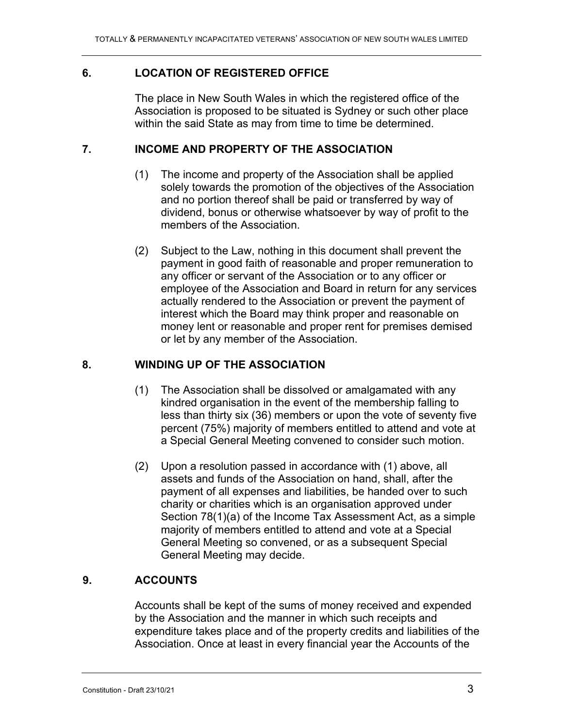## 6. LOCATION OF REGISTERED OFFICE

The place in New South Wales in which the registered office of the Association is proposed to be situated is Sydney or such other place within the said State as may from time to time be determined.

## 7. INCOME AND PROPERTY OF THE ASSOCIATION

(1) The income and property of the Association shall be applied solely towards the promotion of the objectives of the Association and no portion thereof shall be paid or transferred by way of dividend, bonus or otherwise whatsoever by way of profit to the members of the Association.

(2) Subject to the Law, nothing in this document shall prevent the payment in good faith of reasonable and proper remuneration to any officer or servant of the Association or to any officer or employee of the Association and Board in return for any services actually rendered to the Association or prevent the payment of interest which the Board may think proper and reasonable on money lent or reasonable and proper rent for premises demised or let by any member of the Association.

## 8. WINDING UP OF THE ASSOCIATION

(1) The Association shall be dissolved or amalgamated with any kindred organisation in the event of the membership falling to less than thirty six (36) members or upon the vote of seventy five percent (75%) majority of members entitled to attend and vote at a Special General Meeting convened to consider such motion.

(2) Upon a resolution passed in accordance with (1) above, all assets and funds of the Association on hand, shall, after the payment of all expenses and liabilities, be handed over to such charity or charities which is an organisation approved under Section 78(1)(a) of the Income Tax Assessment Act, as a simple majority of members entitled to attend and vote at a Special General Meeting so convened, or as a subsequent Special General Meeting may decide.

## 9. ACCOUNTS

Accounts shall be kept of the sums of money received and expended by the Association and the manner in which such receipts and expenditure takes place and of the property credits and liabilities of the Association. Once at least in every financial year the Accounts of the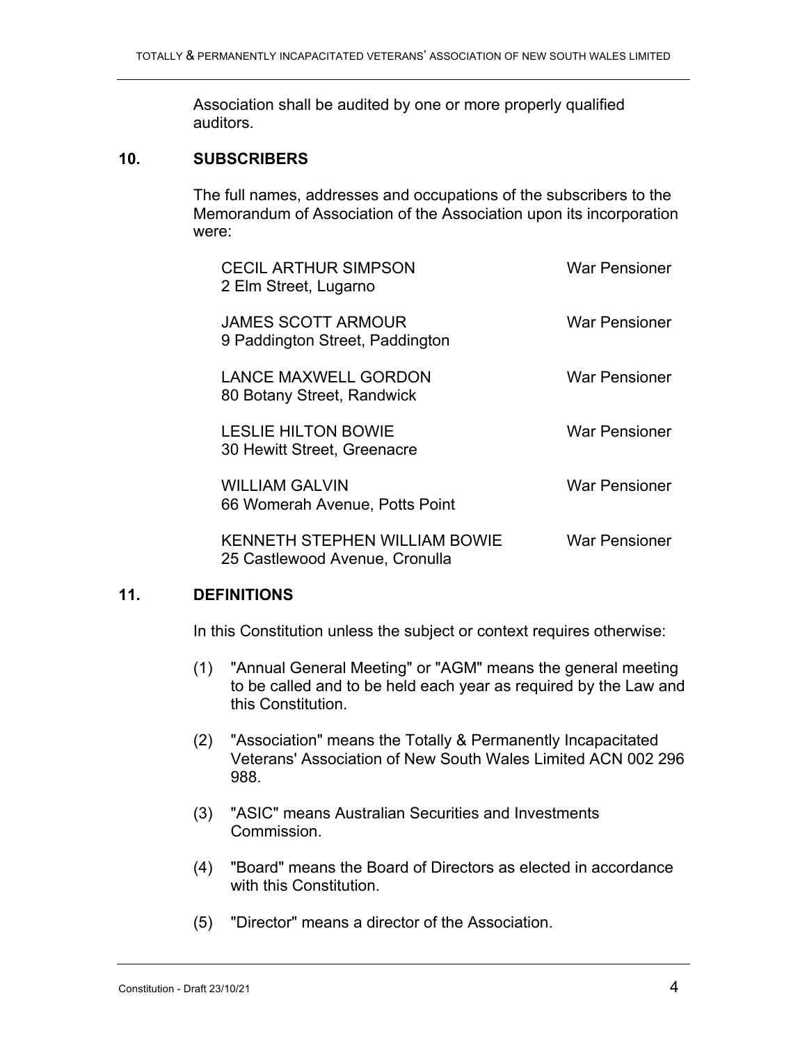Association shall be audited by one or more properly qualified auditors.

## 10. SUBSCRIBERS

The full names, addresses and occupations of the subscribers to the Memorandum of Association of the Association upon its incorporation were:

| Name and Address | Occupation |
| --- | --- |
| CECIL ARTHUR SIMPSON<br>2 Elm Street, Lugarno | War Pensioner |
| JAMES SCOTT ARMOUR<br>9 Paddington Street, Paddington | War Pensioner |
| LANCE MAXWELL GORDON<br>80 Botany Street, Randwick | War Pensioner |
| LESLIE HILTON BOWIE<br>30 Hewitt Street, Greenacre | War Pensioner |
| WILLIAM GALVIN<br>66 Womerah Avenue, Potts Point | War Pensioner |
| KENNETH STEPHEN WILLIAM BOWIE<br>25 Castlewood Avenue, Cronulla | War Pensioner |

## 11. DEFINITIONS

In this Constitution unless the subject or context requires otherwise:

(1) "Annual General Meeting" or "AGM" means the general meeting to be called and to be held each year as required by the Law and this Constitution.

(2) "Association" means the Totally & Permanently Incapacitated Veterans' Association of New South Wales Limited ACN 002 296 988.

(3) "ASIC" means Australian Securities and Investments Commission.

(4) "Board" means the Board of Directors as elected in accordance with this Constitution.

(5) "Director" means a director of the Association.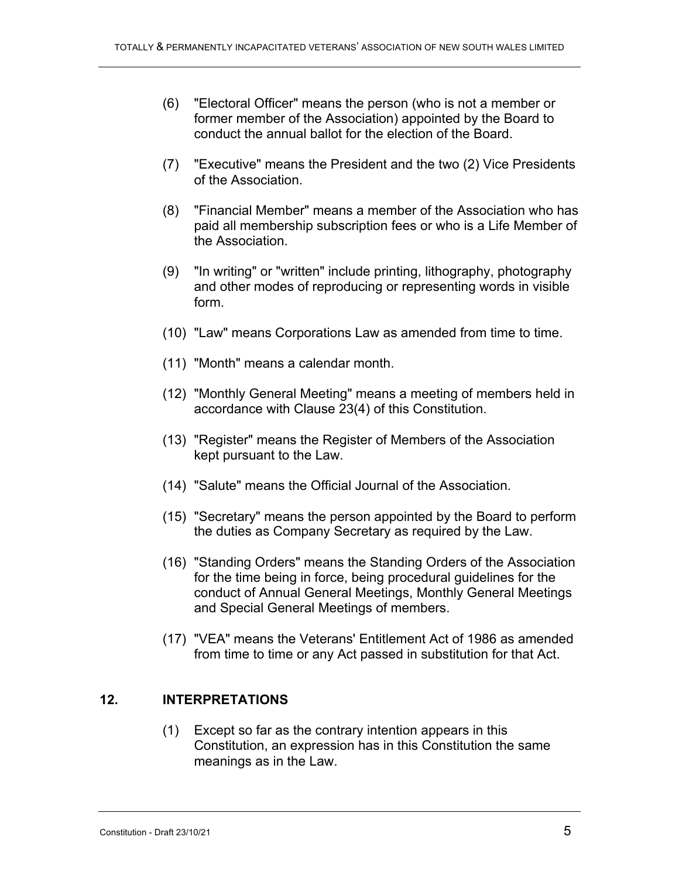(6) "Electoral Officer" means the person (who is not a member or former member of the Association) appointed by the Board to conduct the annual ballot for the election of the Board.

(7) "Executive" means the President and the two (2) Vice Presidents of the Association.

(8) "Financial Member" means a member of the Association who has paid all membership subscription fees or who is a Life Member of the Association.

(9) "In writing" or "written" include printing, lithography, photography and other modes of reproducing or representing words in visible form.

(10) "Law" means Corporations Law as amended from time to time.

(11) "Month" means a calendar month.

(12) "Monthly General Meeting" means a meeting of members held in accordance with Clause 23(4) of this Constitution.

(13) "Register" means the Register of Members of the Association kept pursuant to the Law.

(14) "Salute" means the Official Journal of the Association.

(15) "Secretary" means the person appointed by the Board to perform the duties as Company Secretary as required by the Law.

(16) "Standing Orders" means the Standing Orders of the Association for the time being in force, being procedural guidelines for the conduct of Annual General Meetings, Monthly General Meetings and Special General Meetings of members.

(17) "VEA" means the Veterans' Entitlement Act of 1986 as amended from time to time or any Act passed in substitution for that Act.

## 12. INTERPRETATIONS

(1) Except so far as the contrary intention appears in this Constitution, an expression has in this Constitution the same meanings as in the Law.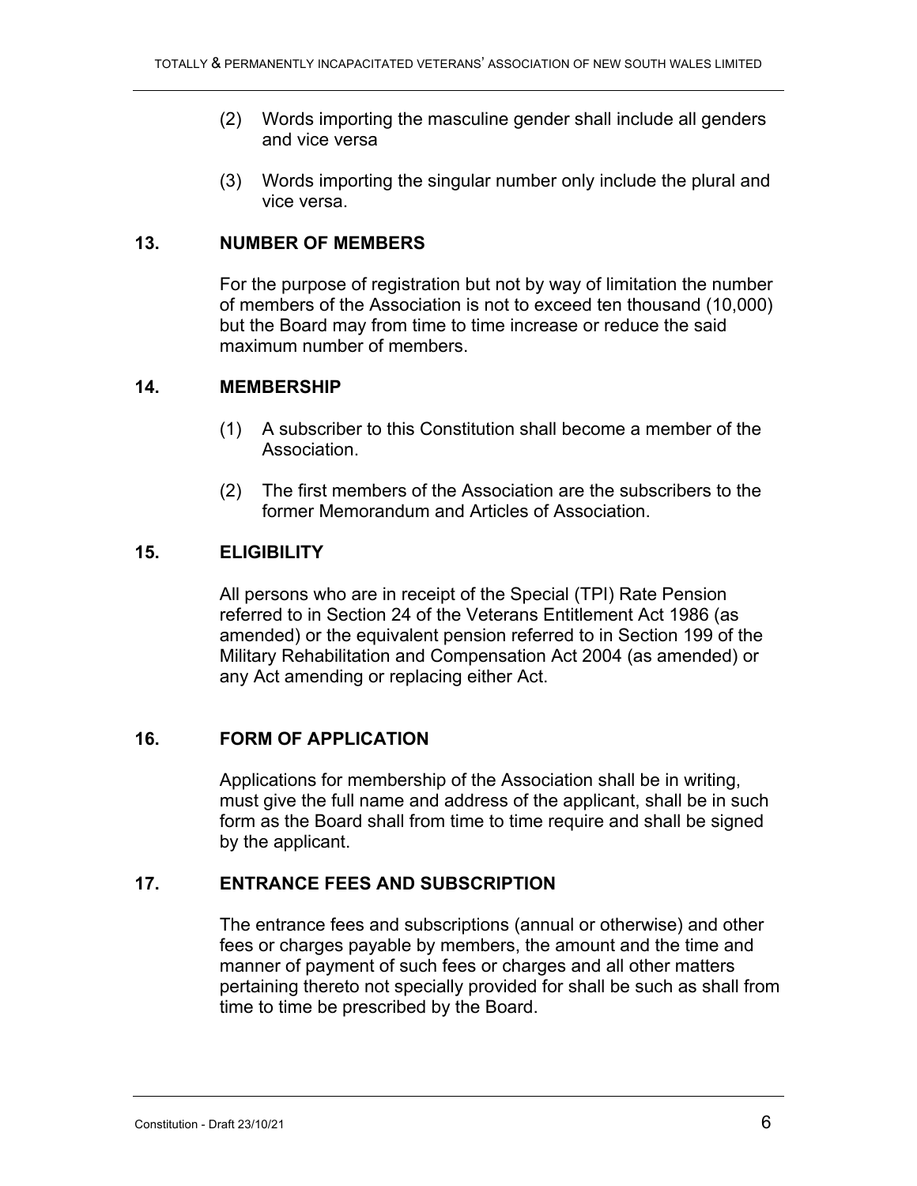(2) Words importing the masculine gender shall include all genders and vice versa

(3) Words importing the singular number only include the plural and vice versa.

## 13. NUMBER OF MEMBERS

For the purpose of registration but not by way of limitation the number of members of the Association is not to exceed ten thousand (10,000) but the Board may from time to time increase or reduce the said maximum number of members.

## 14. MEMBERSHIP

(1) A subscriber to this Constitution shall become a member of the Association.

(2) The first members of the Association are the subscribers to the former Memorandum and Articles of Association.

## 15. ELIGIBILITY

All persons who are in receipt of the Special (TPI) Rate Pension referred to in Section 24 of the Veterans Entitlement Act 1986 (as amended) or the equivalent pension referred to in Section 199 of the Military Rehabilitation and Compensation Act 2004 (as amended) or any Act amending or replacing either Act.

## 16. FORM OF APPLICATION

Applications for membership of the Association shall be in writing, must give the full name and address of the applicant, shall be in such form as the Board shall from time to time require and shall be signed by the applicant.

## 17. ENTRANCE FEES AND SUBSCRIPTION

The entrance fees and subscriptions (annual or otherwise) and other fees or charges payable by members, the amount and the time and manner of payment of such fees or charges and all other matters pertaining thereto not specially provided for shall be such as shall from time to time be prescribed by the Board.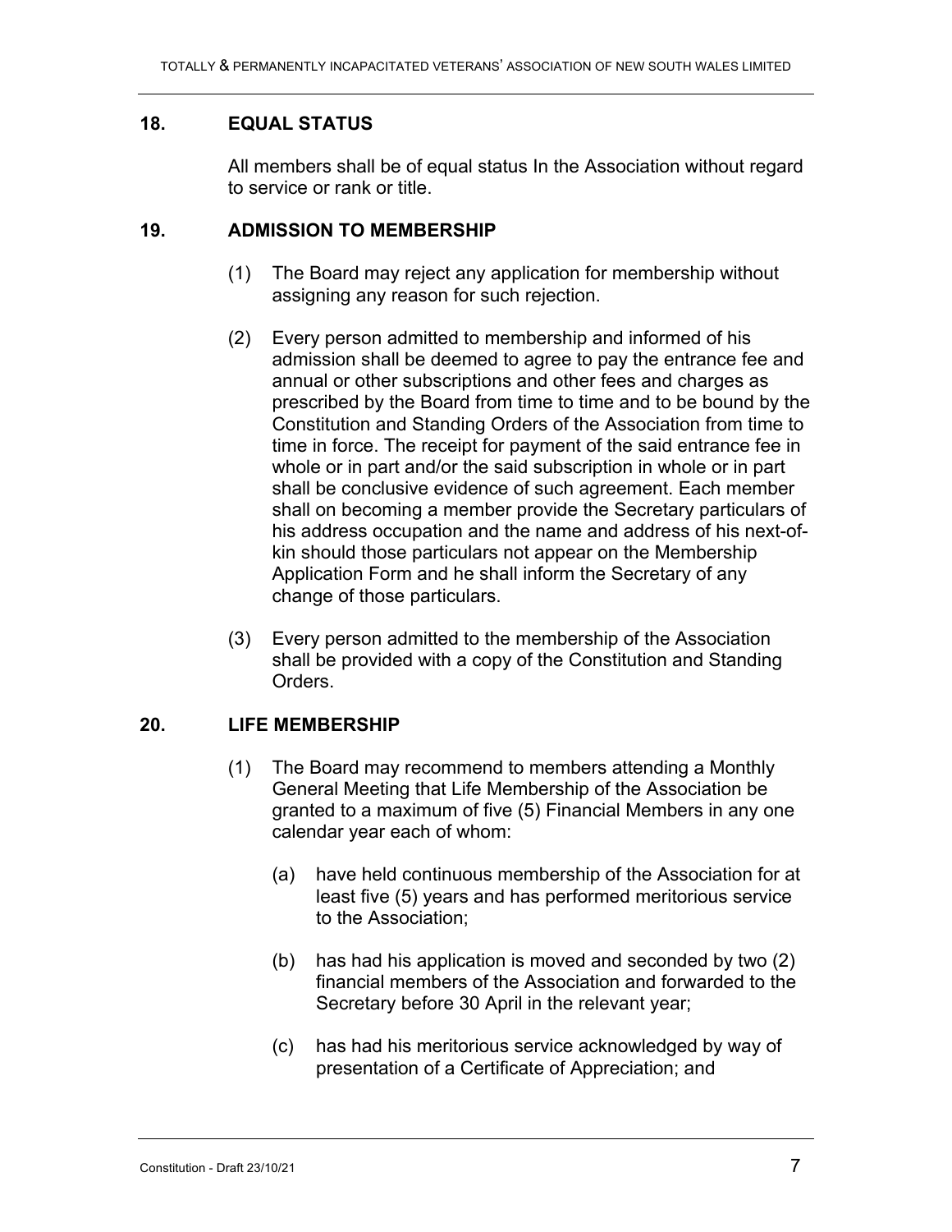## 18. EQUAL STATUS

All members shall be of equal status In the Association without regard to service or rank or title.

## 19. ADMISSION TO MEMBERSHIP

(1) The Board may reject any application for membership without assigning any reason for such rejection.

(2) Every person admitted to membership and informed of his admission shall be deemed to agree to pay the entrance fee and annual or other subscriptions and other fees and charges as prescribed by the Board from time to time and to be bound by the Constitution and Standing Orders of the Association from time to time in force. The receipt for payment of the said entrance fee in whole or in part and/or the said subscription in whole or in part shall be conclusive evidence of such agreement. Each member shall on becoming a member provide the Secretary particulars of his address occupation and the name and address of his next-of-kin should those particulars not appear on the Membership Application Form and he shall inform the Secretary of any change of those particulars.

(3) Every person admitted to the membership of the Association shall be provided with a copy of the Constitution and Standing Orders.

## 20. LIFE MEMBERSHIP

(1) The Board may recommend to members attending a Monthly General Meeting that Life Membership of the Association be granted to a maximum of five (5) Financial Members in any one calendar year each of whom:

(a) have held continuous membership of the Association for at least five (5) years and has performed meritorious service to the Association;

(b) has had his application is moved and seconded by two (2) financial members of the Association and forwarded to the Secretary before 30 April in the relevant year;

(c) has had his meritorious service acknowledged by way of presentation of a Certificate of Appreciation; and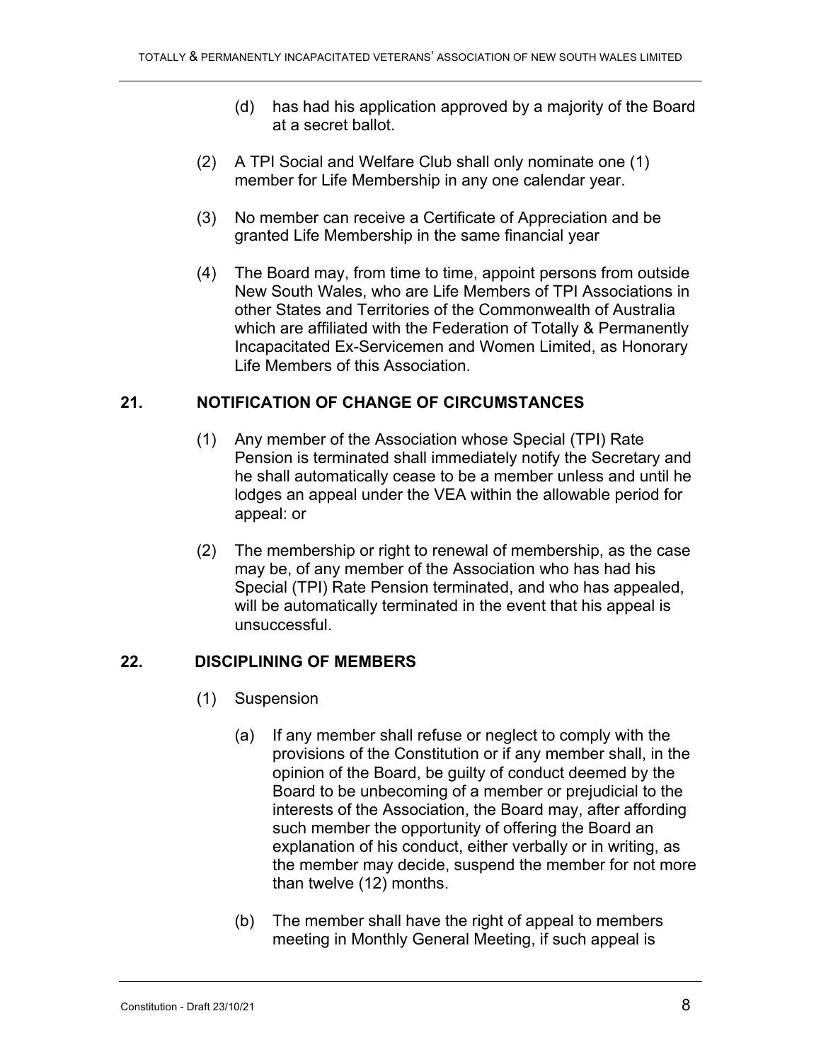(d) has had his application approved by a majority of the Board at a secret ballot.

(2) A TPI Social and Welfare Club shall only nominate one (1) member for Life Membership in any one calendar year.

(3) No member can receive a Certificate of Appreciation and be granted Life Membership in the same financial year

(4) The Board may, from time to time, appoint persons from outside New South Wales, who are Life Members of TPI Associations in other States and Territories of the Commonwealth of Australia which are affiliated with the Federation of Totally & Permanently Incapacitated Ex-Servicemen and Women Limited, as Honorary Life Members of this Association.

## 21. NOTIFICATION OF CHANGE OF CIRCUMSTANCES

(1) Any member of the Association whose Special (TPI) Rate Pension is terminated shall immediately notify the Secretary and he shall automatically cease to be a member unless and until he lodges an appeal under the VEA within the allowable period for appeal: or

(2) The membership or right to renewal of membership, as the case may be, of any member of the Association who has had his Special (TPI) Rate Pension terminated, and who has appealed, will be automatically terminated in the event that his appeal is unsuccessful.

## 22. DISCIPLINING OF MEMBERS

(1) Suspension

(a) If any member shall refuse or neglect to comply with the provisions of the Constitution or if any member shall, in the opinion of the Board, be guilty of conduct deemed by the Board to be unbecoming of a member or prejudicial to the interests of the Association, the Board may, after affording such member the opportunity of offering the Board an explanation of his conduct, either verbally or in writing, as the member may decide, suspend the member for not more than twelve (12) months.

(b) The member shall have the right of appeal to members meeting in Monthly General Meeting, if such appeal is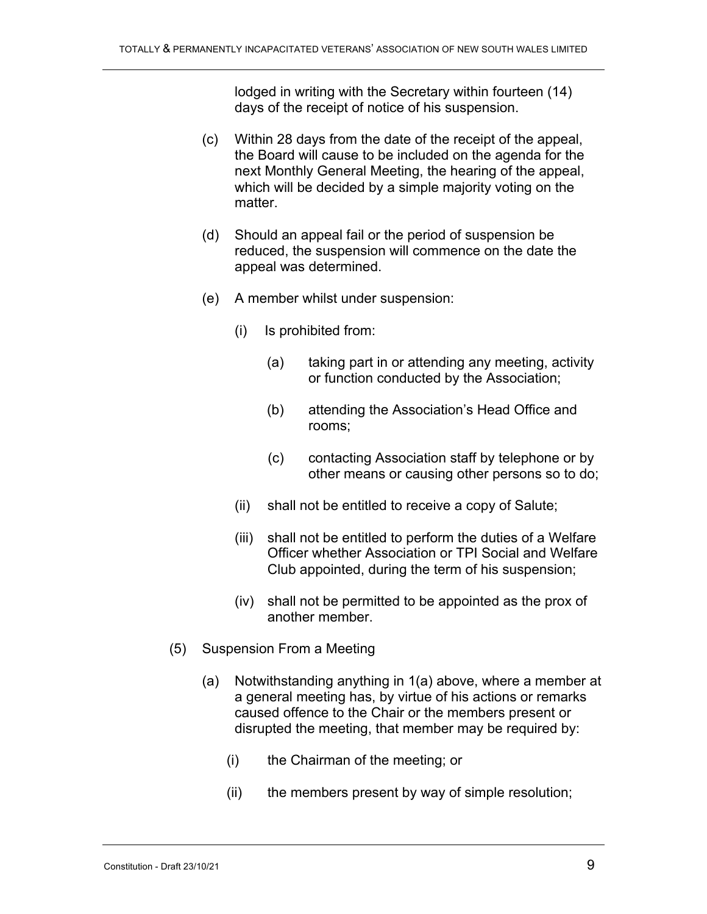lodged in writing with the Secretary within fourteen (14) days of the receipt of notice of his suspension.

(c) Within 28 days from the date of the receipt of the appeal, the Board will cause to be included on the agenda for the next Monthly General Meeting, the hearing of the appeal, which will be decided by a simple majority voting on the matter.

(d) Should an appeal fail or the period of suspension be reduced, the suspension will commence on the date the appeal was determined.

(e) A member whilst under suspension:

 (i) Is prohibited from:

  (a) taking part in or attending any meeting, activity or function conducted by the Association;

  (b) attending the Association's Head Office and rooms;

  (c) contacting Association staff by telephone or by other means or causing other persons so to do;

 (ii) shall not be entitled to receive a copy of Salute;

 (iii) shall not be entitled to perform the duties of a Welfare Officer whether Association or TPI Social and Welfare Club appointed, during the term of his suspension;

 (iv) shall not be permitted to be appointed as the prox of another member.

(5) Suspension From a Meeting

(a) Notwithstanding anything in 1(a) above, where a member at a general meeting has, by virtue of his actions or remarks caused offence to the Chair or the members present or disrupted the meeting, that member may be required by:

 (i) the Chairman of the meeting; or

 (ii) the members present by way of simple resolution;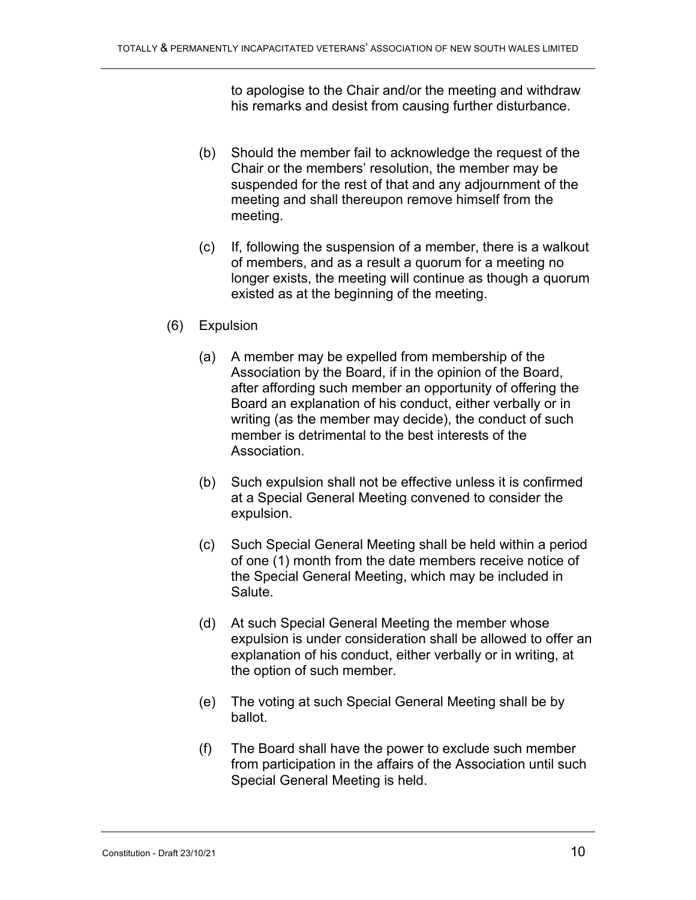to apologise to the Chair and/or the meeting and withdraw his remarks and desist from causing further disturbance.

(b) Should the member fail to acknowledge the request of the Chair or the members' resolution, the member may be suspended for the rest of that and any adjournment of the meeting and shall thereupon remove himself from the meeting.

(c) If, following the suspension of a member, there is a walkout of members, and as a result a quorum for a meeting no longer exists, the meeting will continue as though a quorum existed as at the beginning of the meeting.

(6) Expulsion

(a) A member may be expelled from membership of the Association by the Board, if in the opinion of the Board, after affording such member an opportunity of offering the Board an explanation of his conduct, either verbally or in writing (as the member may decide), the conduct of such member is detrimental to the best interests of the Association.

(b) Such expulsion shall not be effective unless it is confirmed at a Special General Meeting convened to consider the expulsion.

(c) Such Special General Meeting shall be held within a period of one (1) month from the date members receive notice of the Special General Meeting, which may be included in Salute.

(d) At such Special General Meeting the member whose expulsion is under consideration shall be allowed to offer an explanation of his conduct, either verbally or in writing, at the option of such member.

(e) The voting at such Special General Meeting shall be by ballot.

(f) The Board shall have the power to exclude such member from participation in the affairs of the Association until such Special General Meeting is held.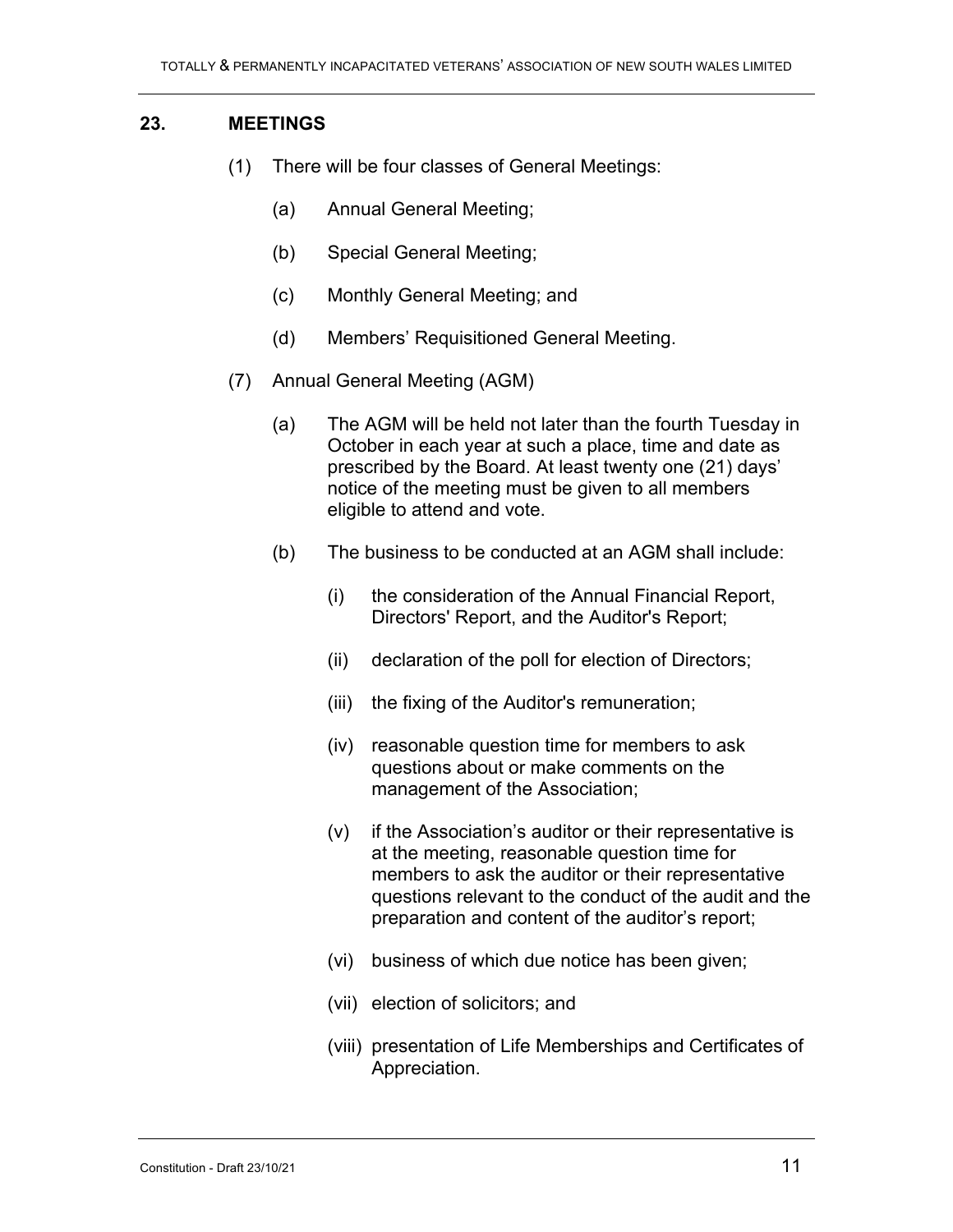## 23. MEETINGS

(1) There will be four classes of General Meetings:

  (a) Annual General Meeting;

  (b) Special General Meeting;

  (c) Monthly General Meeting; and

  (d) Members' Requisitioned General Meeting.

(7) Annual General Meeting (AGM)

  (a) The AGM will be held not later than the fourth Tuesday in October in each year at such a place, time and date as prescribed by the Board. At least twenty one (21) days' notice of the meeting must be given to all members eligible to attend and vote.

  (b) The business to be conducted at an AGM shall include:

    (i) the consideration of the Annual Financial Report, Directors' Report, and the Auditor's Report;

    (ii) declaration of the poll for election of Directors;

    (iii) the fixing of the Auditor's remuneration;

    (iv) reasonable question time for members to ask questions about or make comments on the management of the Association;

    (v) if the Association's auditor or their representative is at the meeting, reasonable question time for members to ask the auditor or their representative questions relevant to the conduct of the audit and the preparation and content of the auditor's report;

    (vi) business of which due notice has been given;

    (vii) election of solicitors; and

    (viii) presentation of Life Memberships and Certificates of Appreciation.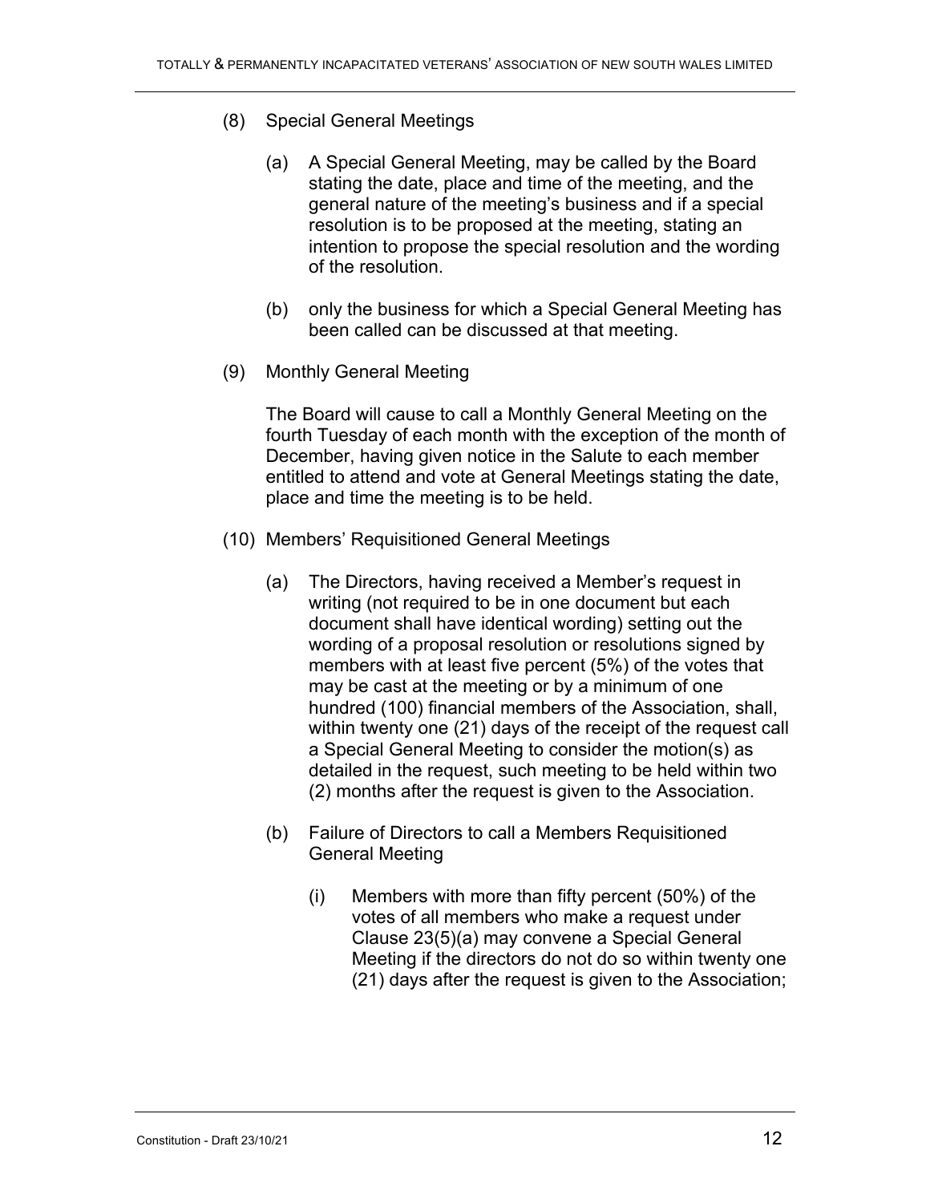(8) Special General Meetings

(a) A Special General Meeting, may be called by the Board stating the date, place and time of the meeting, and the general nature of the meeting's business and if a special resolution is to be proposed at the meeting, stating an intention to propose the special resolution and the wording of the resolution.

(b) only the business for which a Special General Meeting has been called can be discussed at that meeting.

(9) Monthly General Meeting

The Board will cause to call a Monthly General Meeting on the fourth Tuesday of each month with the exception of the month of December, having given notice in the Salute to each member entitled to attend and vote at General Meetings stating the date, place and time the meeting is to be held.

(10) Members' Requisitioned General Meetings

(a) The Directors, having received a Member's request in writing (not required to be in one document but each document shall have identical wording) setting out the wording of a proposal resolution or resolutions signed by members with at least five percent (5%) of the votes that may be cast at the meeting or by a minimum of one hundred (100) financial members of the Association, shall, within twenty one (21) days of the receipt of the request call a Special General Meeting to consider the motion(s) as detailed in the request, such meeting to be held within two (2) months after the request is given to the Association.

(b) Failure of Directors to call a Members Requisitioned General Meeting

(i) Members with more than fifty percent (50%) of the votes of all members who make a request under Clause 23(5)(a) may convene a Special General Meeting if the directors do not do so within twenty one (21) days after the request is given to the Association;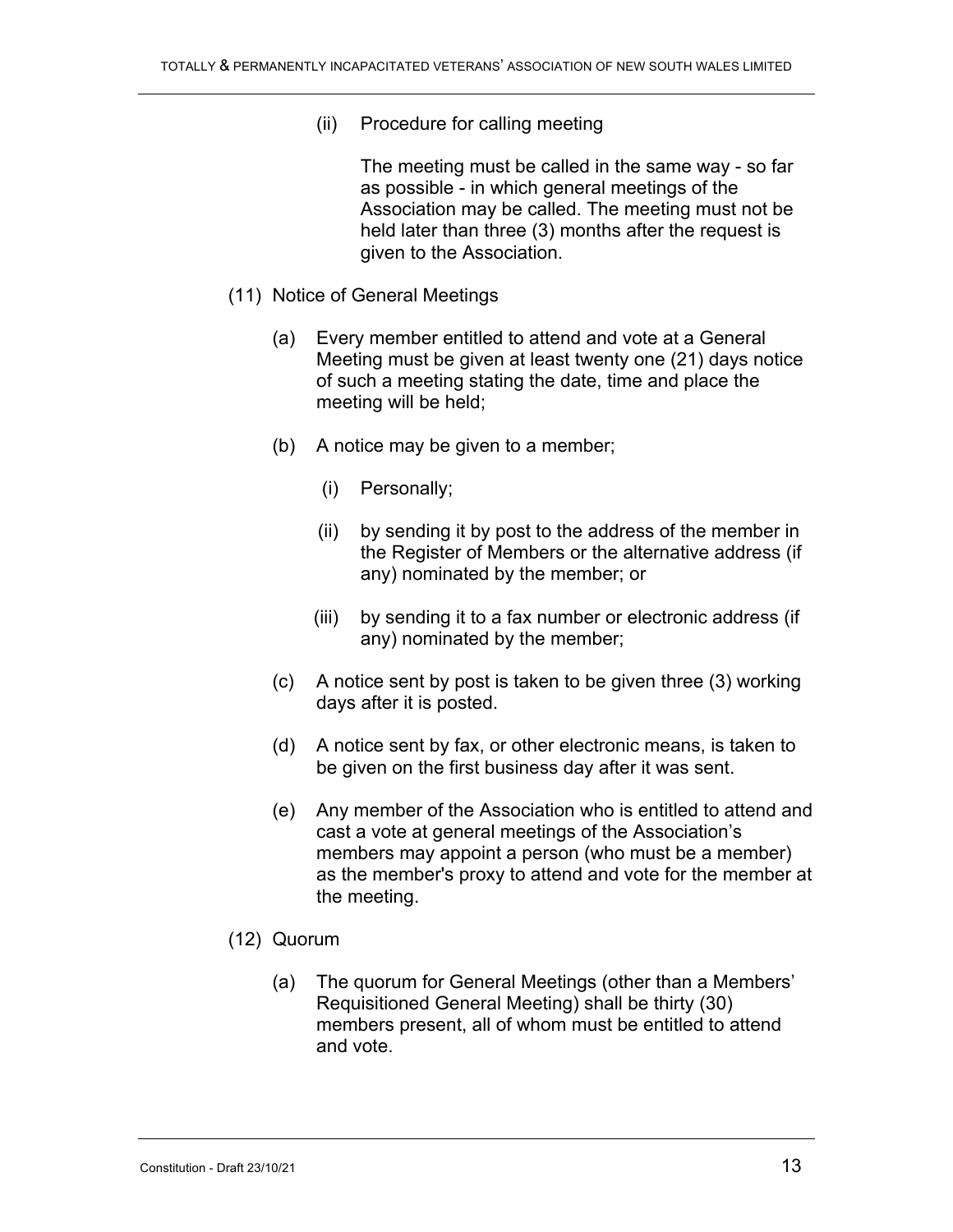(ii) Procedure for calling meeting

The meeting must be called in the same way - so far as possible - in which general meetings of the Association may be called. The meeting must not be held later than three (3) months after the request is given to the Association.

(11) Notice of General Meetings

(a) Every member entitled to attend and vote at a General Meeting must be given at least twenty one (21) days notice of such a meeting stating the date, time and place the meeting will be held;

(b) A notice may be given to a member;

(i) Personally;

(ii) by sending it by post to the address of the member in the Register of Members or the alternative address (if any) nominated by the member; or

(iii) by sending it to a fax number or electronic address (if any) nominated by the member;

(c) A notice sent by post is taken to be given three (3) working days after it is posted.

(d) A notice sent by fax, or other electronic means, is taken to be given on the first business day after it was sent.

(e) Any member of the Association who is entitled to attend and cast a vote at general meetings of the Association's members may appoint a person (who must be a member) as the member's proxy to attend and vote for the member at the meeting.

(12) Quorum

(a) The quorum for General Meetings (other than a Members' Requisitioned General Meeting) shall be thirty (30) members present, all of whom must be entitled to attend and vote.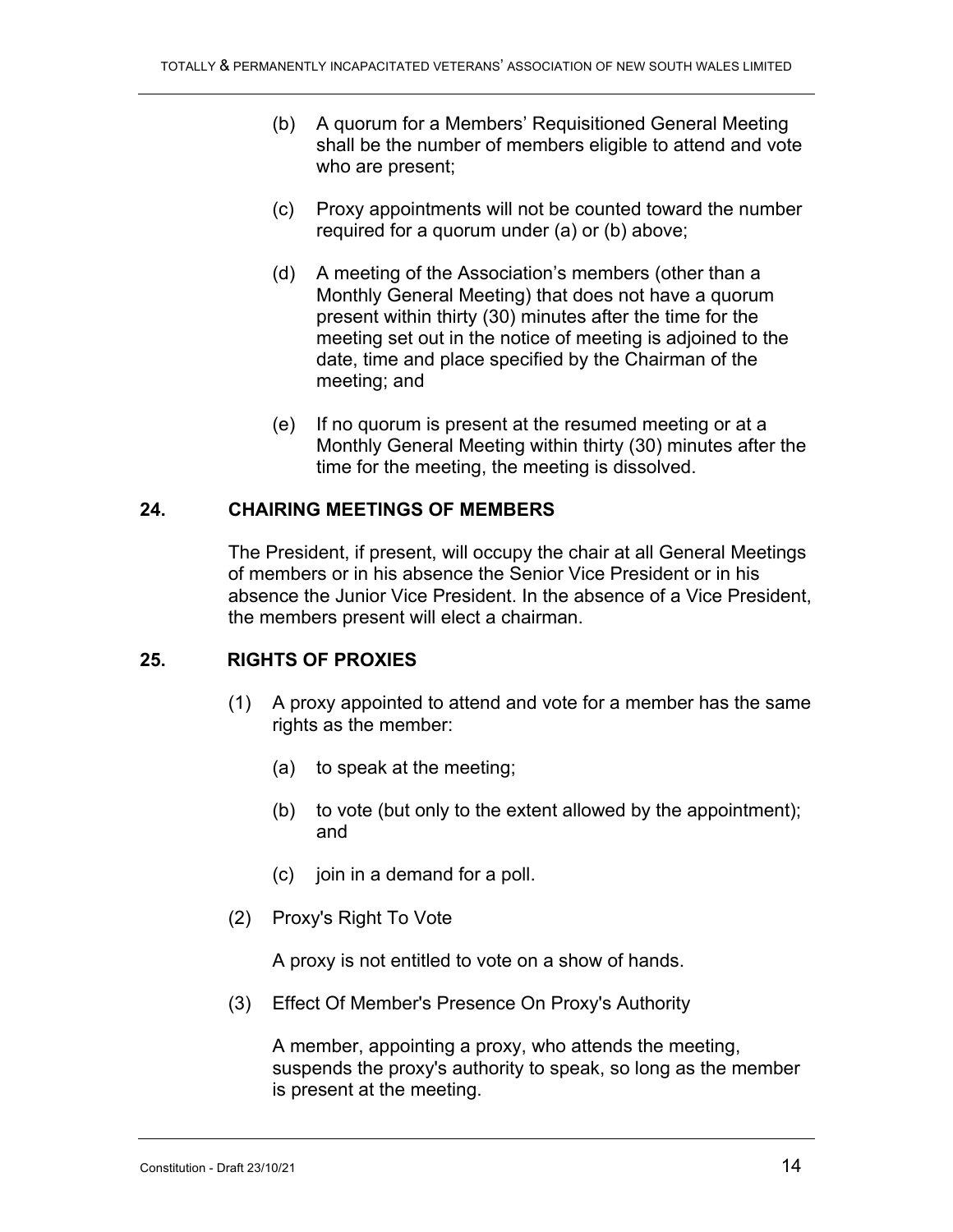(b) A quorum for a Members' Requisitioned General Meeting shall be the number of members eligible to attend and vote who are present;

(c) Proxy appointments will not be counted toward the number required for a quorum under (a) or (b) above;

(d) A meeting of the Association's members (other than a Monthly General Meeting) that does not have a quorum present within thirty (30) minutes after the time for the meeting set out in the notice of meeting is adjoined to the date, time and place specified by the Chairman of the meeting; and

(e) If no quorum is present at the resumed meeting or at a Monthly General Meeting within thirty (30) minutes after the time for the meeting, the meeting is dissolved.

## 24. CHAIRING MEETINGS OF MEMBERS

The President, if present, will occupy the chair at all General Meetings of members or in his absence the Senior Vice President or in his absence the Junior Vice President. In the absence of a Vice President, the members present will elect a chairman.

## 25. RIGHTS OF PROXIES

(1) A proxy appointed to attend and vote for a member has the same rights as the member:

(a) to speak at the meeting;

(b) to vote (but only to the extent allowed by the appointment); and

(c) join in a demand for a poll.

(2) Proxy's Right To Vote

A proxy is not entitled to vote on a show of hands.

(3) Effect Of Member's Presence On Proxy's Authority

A member, appointing a proxy, who attends the meeting, suspends the proxy's authority to speak, so long as the member is present at the meeting.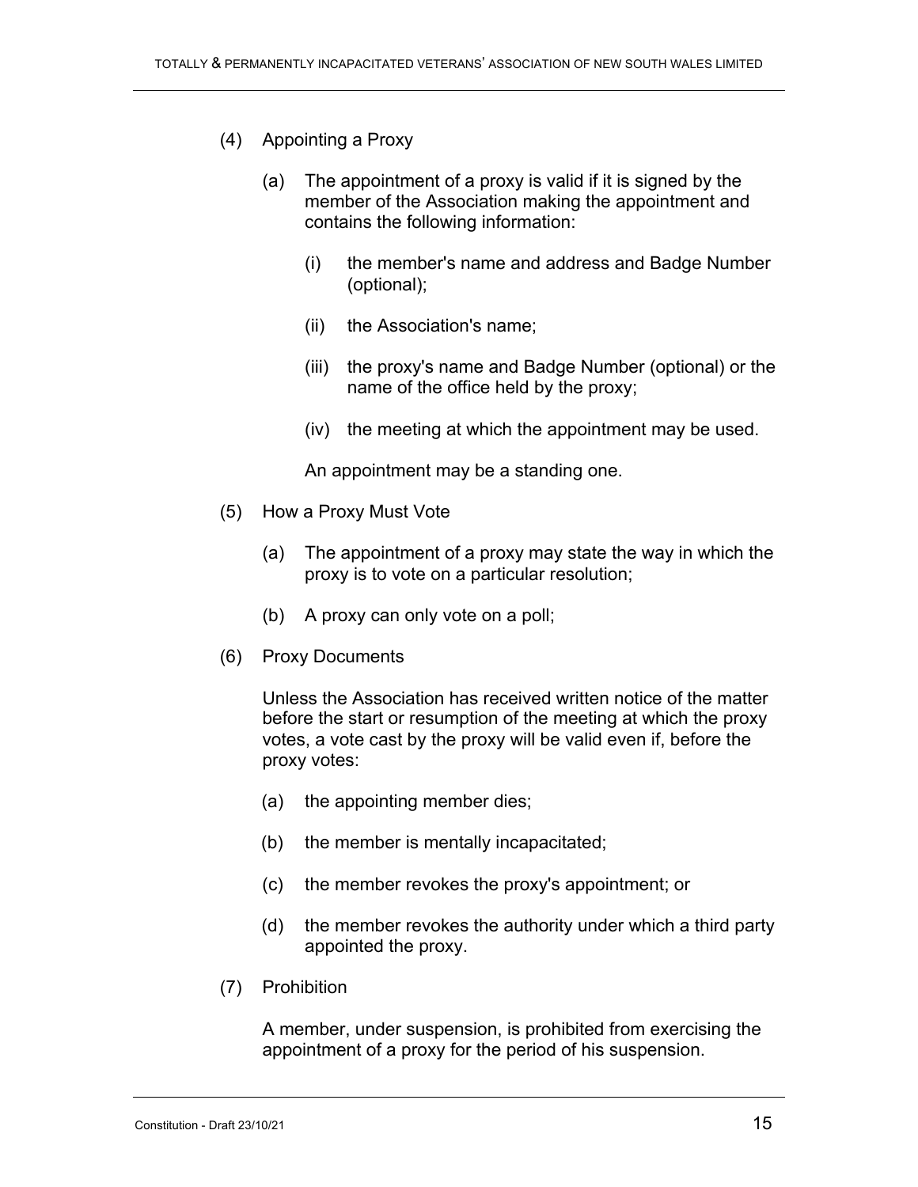(4) Appointing a Proxy

(a) The appointment of a proxy is valid if it is signed by the member of the Association making the appointment and contains the following information:

(i) the member's name and address and Badge Number (optional);

(ii) the Association's name;

(iii) the proxy's name and Badge Number (optional) or the name of the office held by the proxy;

(iv) the meeting at which the appointment may be used.

An appointment may be a standing one.

(5) How a Proxy Must Vote

(a) The appointment of a proxy may state the way in which the proxy is to vote on a particular resolution;

(b) A proxy can only vote on a poll;

(6) Proxy Documents

Unless the Association has received written notice of the matter before the start or resumption of the meeting at which the proxy votes, a vote cast by the proxy will be valid even if, before the proxy votes:

(a) the appointing member dies;

(b) the member is mentally incapacitated;

(c) the member revokes the proxy's appointment; or

(d) the member revokes the authority under which a third party appointed the proxy.

(7) Prohibition

A member, under suspension, is prohibited from exercising the appointment of a proxy for the period of his suspension.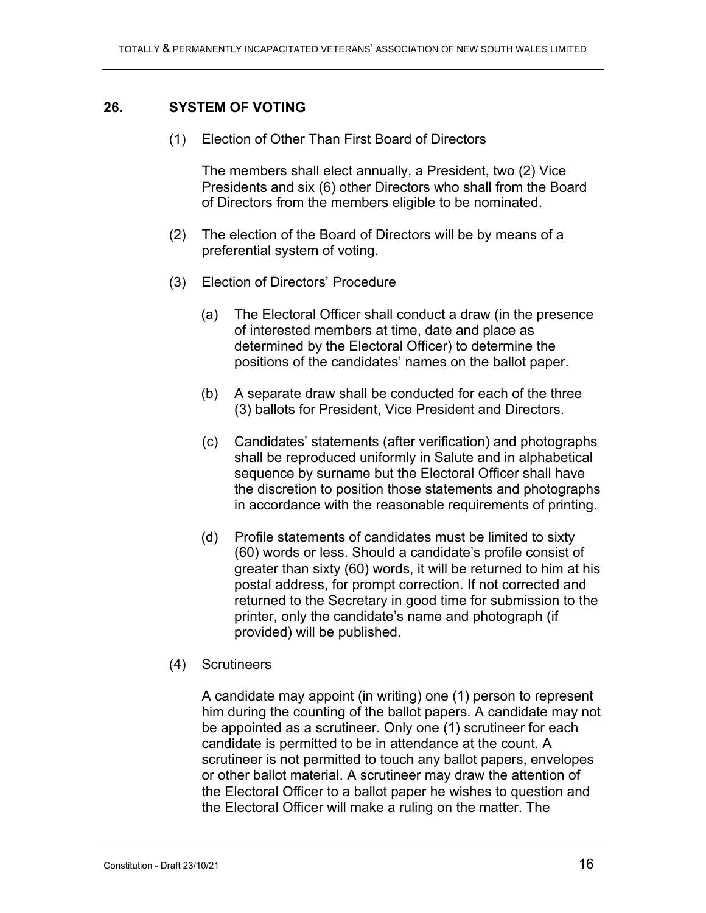## 26. SYSTEM OF VOTING

(1) Election of Other Than First Board of Directors

The members shall elect annually, a President, two (2) Vice Presidents and six (6) other Directors who shall from the Board of Directors from the members eligible to be nominated.

(2) The election of the Board of Directors will be by means of a preferential system of voting.

(3) Election of Directors' Procedure

(a) The Electoral Officer shall conduct a draw (in the presence of interested members at time, date and place as determined by the Electoral Officer) to determine the positions of the candidates' names on the ballot paper.

(b) A separate draw shall be conducted for each of the three (3) ballots for President, Vice President and Directors.

(c) Candidates' statements (after verification) and photographs shall be reproduced uniformly in Salute and in alphabetical sequence by surname but the Electoral Officer shall have the discretion to position those statements and photographs in accordance with the reasonable requirements of printing.

(d) Profile statements of candidates must be limited to sixty (60) words or less. Should a candidate's profile consist of greater than sixty (60) words, it will be returned to him at his postal address, for prompt correction. If not corrected and returned to the Secretary in good time for submission to the printer, only the candidate's name and photograph (if provided) will be published.

(4) Scrutineers

A candidate may appoint (in writing) one (1) person to represent him during the counting of the ballot papers. A candidate may not be appointed as a scrutineer. Only one (1) scrutineer for each candidate is permitted to be in attendance at the count. A scrutineer is not permitted to touch any ballot papers, envelopes or other ballot material. A scrutineer may draw the attention of the Electoral Officer to a ballot paper he wishes to question and the Electoral Officer will make a ruling on the matter. The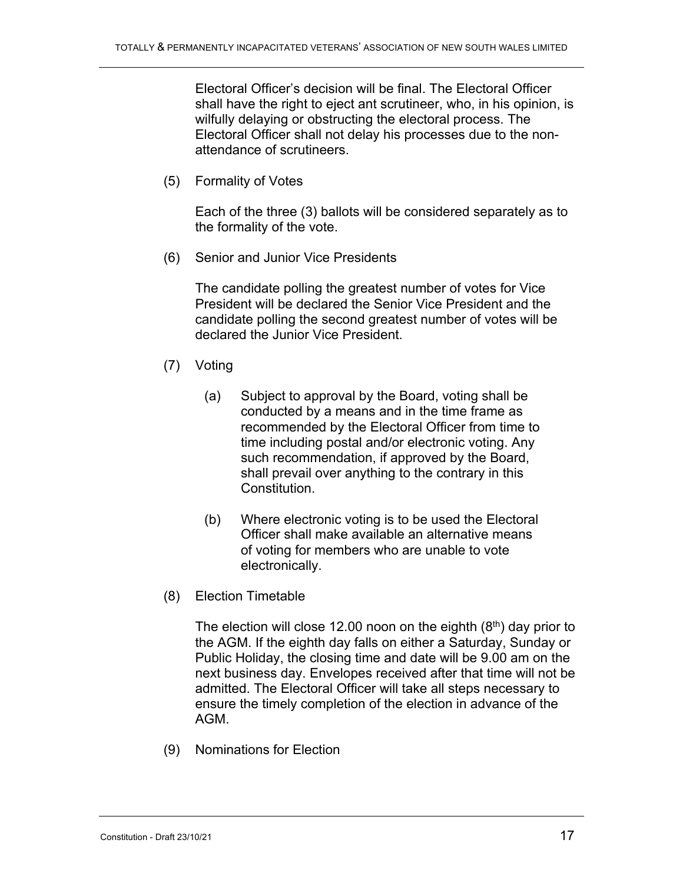Electoral Officer's decision will be final. The Electoral Officer shall have the right to eject ant scrutineer, who, in his opinion, is wilfully delaying or obstructing the electoral process. The Electoral Officer shall not delay his processes due to the non-attendance of scrutineers.

(5) Formality of Votes

Each of the three (3) ballots will be considered separately as to the formality of the vote.

(6) Senior and Junior Vice Presidents

The candidate polling the greatest number of votes for Vice President will be declared the Senior Vice President and the candidate polling the second greatest number of votes will be declared the Junior Vice President.

(7) Voting

(a) Subject to approval by the Board, voting shall be conducted by a means and in the time frame as recommended by the Electoral Officer from time to time including postal and/or electronic voting. Any such recommendation, if approved by the Board, shall prevail over anything to the contrary in this Constitution.

(b) Where electronic voting is to be used the Electoral Officer shall make available an alternative means of voting for members who are unable to vote electronically.

(8) Election Timetable

The election will close 12.00 noon on the eighth (8th) day prior to the AGM. If the eighth day falls on either a Saturday, Sunday or Public Holiday, the closing time and date will be 9.00 am on the next business day. Envelopes received after that time will not be admitted. The Electoral Officer will take all steps necessary to ensure the timely completion of the election in advance of the AGM.

(9) Nominations for Election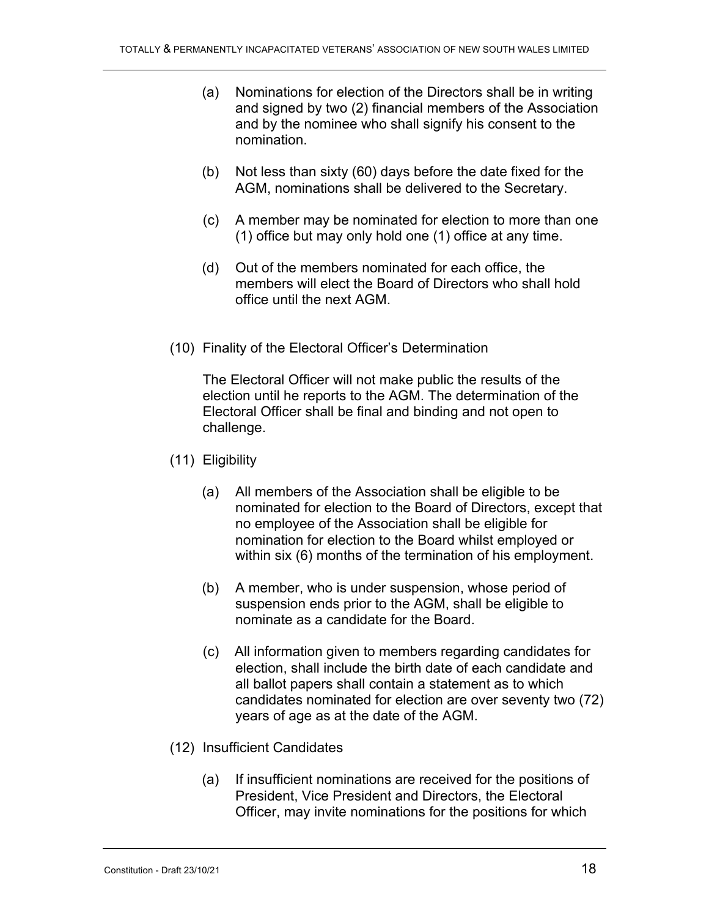(a) Nominations for election of the Directors shall be in writing and signed by two (2) financial members of the Association and by the nominee who shall signify his consent to the nomination.

(b) Not less than sixty (60) days before the date fixed for the AGM, nominations shall be delivered to the Secretary.

(c) A member may be nominated for election to more than one (1) office but may only hold one (1) office at any time.

(d) Out of the members nominated for each office, the members will elect the Board of Directors who shall hold office until the next AGM.

(10) Finality of the Electoral Officer's Determination

The Electoral Officer will not make public the results of the election until he reports to the AGM. The determination of the Electoral Officer shall be final and binding and not open to challenge.

(11) Eligibility

(a) All members of the Association shall be eligible to be nominated for election to the Board of Directors, except that no employee of the Association shall be eligible for nomination for election to the Board whilst employed or within six (6) months of the termination of his employment.

(b) A member, who is under suspension, whose period of suspension ends prior to the AGM, shall be eligible to nominate as a candidate for the Board.

(c) All information given to members regarding candidates for election, shall include the birth date of each candidate and all ballot papers shall contain a statement as to which candidates nominated for election are over seventy two (72) years of age as at the date of the AGM.

(12) Insufficient Candidates

(a) If insufficient nominations are received for the positions of President, Vice President and Directors, the Electoral Officer, may invite nominations for the positions for which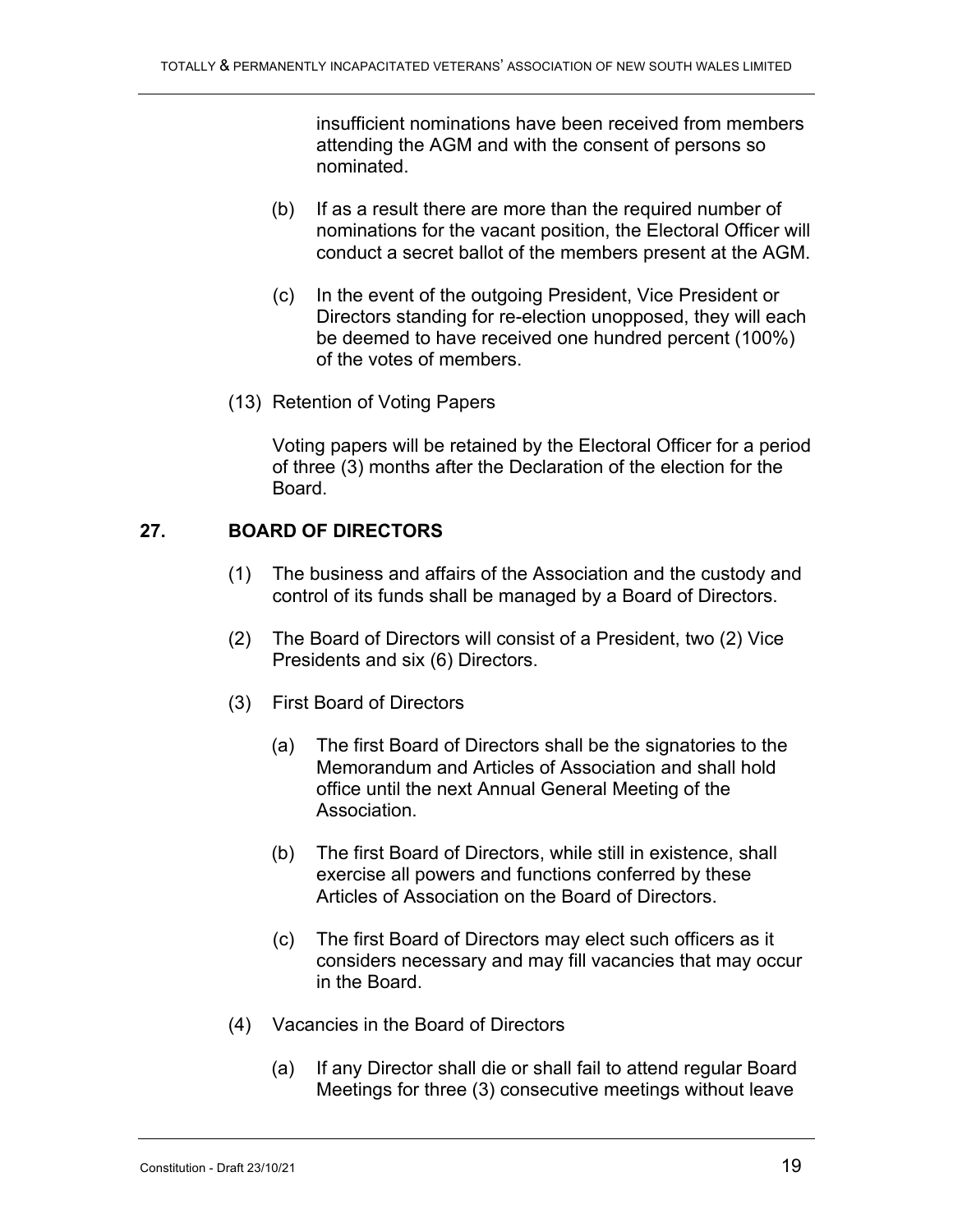insufficient nominations have been received from members attending the AGM and with the consent of persons so nominated.

(b) If as a result there are more than the required number of nominations for the vacant position, the Electoral Officer will conduct a secret ballot of the members present at the AGM.

(c) In the event of the outgoing President, Vice President or Directors standing for re-election unopposed, they will each be deemed to have received one hundred percent (100%) of the votes of members.

(13) Retention of Voting Papers

Voting papers will be retained by the Electoral Officer for a period of three (3) months after the Declaration of the election for the Board.

## 27. BOARD OF DIRECTORS

(1) The business and affairs of the Association and the custody and control of its funds shall be managed by a Board of Directors.

(2) The Board of Directors will consist of a President, two (2) Vice Presidents and six (6) Directors.

(3) First Board of Directors

(a) The first Board of Directors shall be the signatories to the Memorandum and Articles of Association and shall hold office until the next Annual General Meeting of the Association.

(b) The first Board of Directors, while still in existence, shall exercise all powers and functions conferred by these Articles of Association on the Board of Directors.

(c) The first Board of Directors may elect such officers as it considers necessary and may fill vacancies that may occur in the Board.

(4) Vacancies in the Board of Directors

(a) If any Director shall die or shall fail to attend regular Board Meetings for three (3) consecutive meetings without leave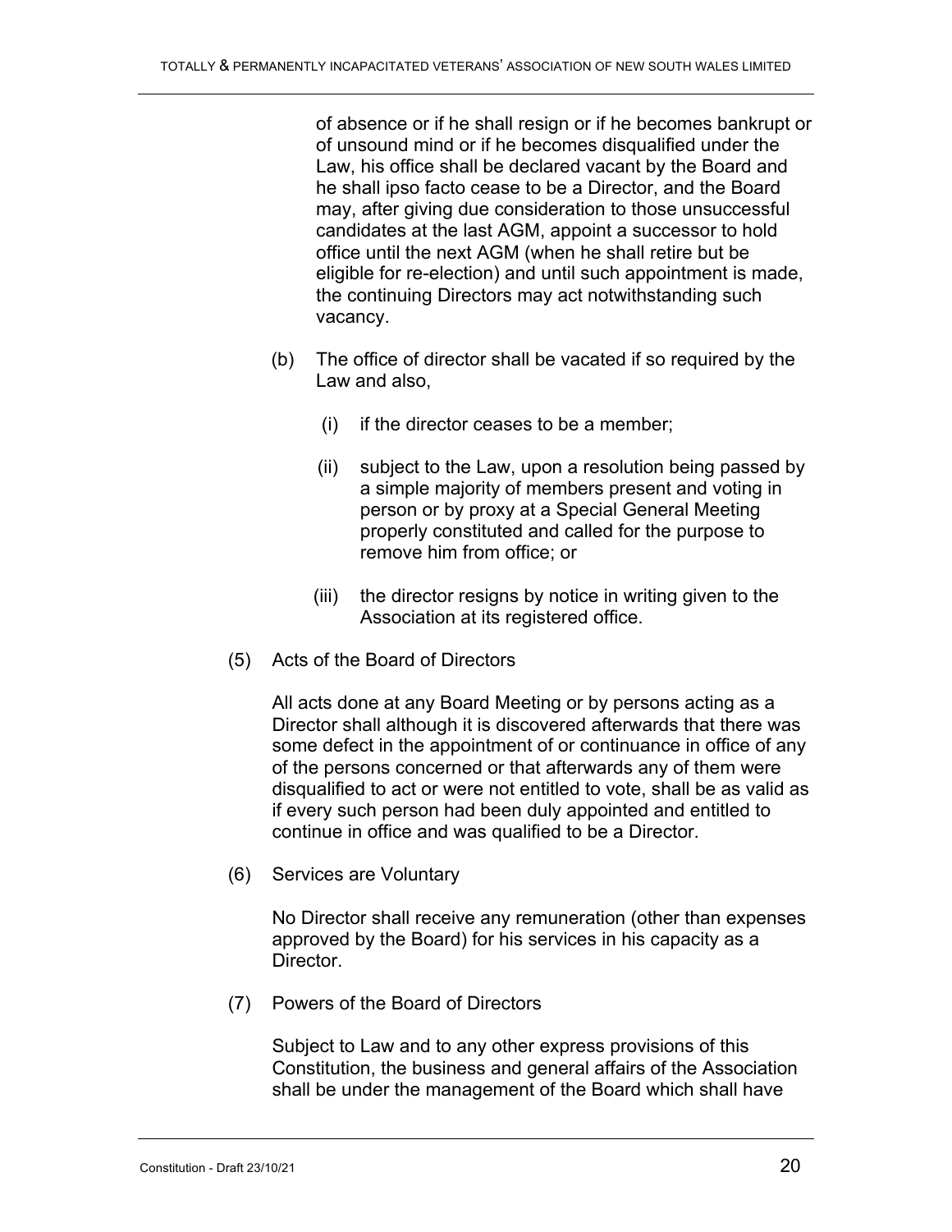of absence or if he shall resign or if he becomes bankrupt or of unsound mind or if he becomes disqualified under the Law, his office shall be declared vacant by the Board and he shall ipso facto cease to be a Director, and the Board may, after giving due consideration to those unsuccessful candidates at the last AGM, appoint a successor to hold office until the next AGM (when he shall retire but be eligible for re-election) and until such appointment is made, the continuing Directors may act notwithstanding such vacancy.

(b) The office of director shall be vacated if so required by the Law and also,

(i) if the director ceases to be a member;

(ii) subject to the Law, upon a resolution being passed by a simple majority of members present and voting in person or by proxy at a Special General Meeting properly constituted and called for the purpose to remove him from office; or

(iii) the director resigns by notice in writing given to the Association at its registered office.

(5) Acts of the Board of Directors

All acts done at any Board Meeting or by persons acting as a Director shall although it is discovered afterwards that there was some defect in the appointment of or continuance in office of any of the persons concerned or that afterwards any of them were disqualified to act or were not entitled to vote, shall be as valid as if every such person had been duly appointed and entitled to continue in office and was qualified to be a Director.

(6) Services are Voluntary

No Director shall receive any remuneration (other than expenses approved by the Board) for his services in his capacity as a Director.

(7) Powers of the Board of Directors

Subject to Law and to any other express provisions of this Constitution, the business and general affairs of the Association shall be under the management of the Board which shall have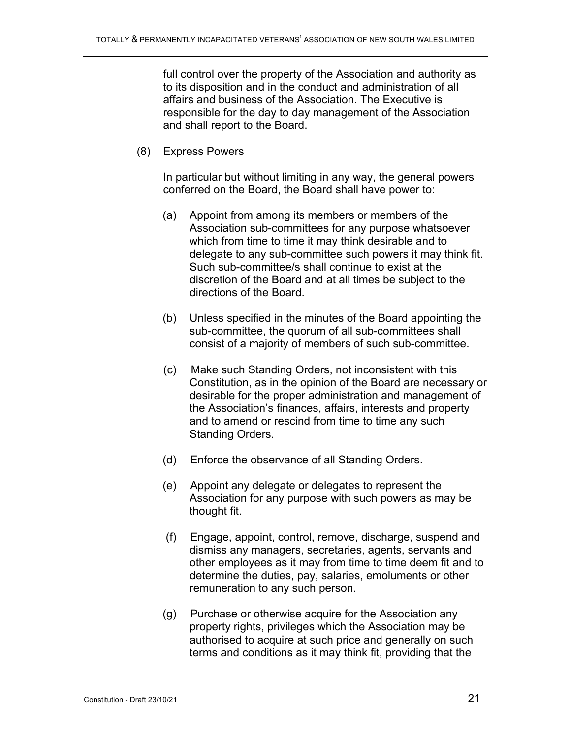full control over the property of the Association and authority as to its disposition and in the conduct and administration of all affairs and business of the Association. The Executive is responsible for the day to day management of the Association and shall report to the Board.

(8) Express Powers

In particular but without limiting in any way, the general powers conferred on the Board, the Board shall have power to:

(a) Appoint from among its members or members of the Association sub-committees for any purpose whatsoever which from time to time it may think desirable and to delegate to any sub-committee such powers it may think fit. Such sub-committee/s shall continue to exist at the discretion of the Board and at all times be subject to the directions of the Board.

(b) Unless specified in the minutes of the Board appointing the sub-committee, the quorum of all sub-committees shall consist of a majority of members of such sub-committee.

(c) Make such Standing Orders, not inconsistent with this Constitution, as in the opinion of the Board are necessary or desirable for the proper administration and management of the Association's finances, affairs, interests and property and to amend or rescind from time to time any such Standing Orders.

(d) Enforce the observance of all Standing Orders.

(e) Appoint any delegate or delegates to represent the Association for any purpose with such powers as may be thought fit.

(f) Engage, appoint, control, remove, discharge, suspend and dismiss any managers, secretaries, agents, servants and other employees as it may from time to time deem fit and to determine the duties, pay, salaries, emoluments or other remuneration to any such person.

(g) Purchase or otherwise acquire for the Association any property rights, privileges which the Association may be authorised to acquire at such price and generally on such terms and conditions as it may think fit, providing that the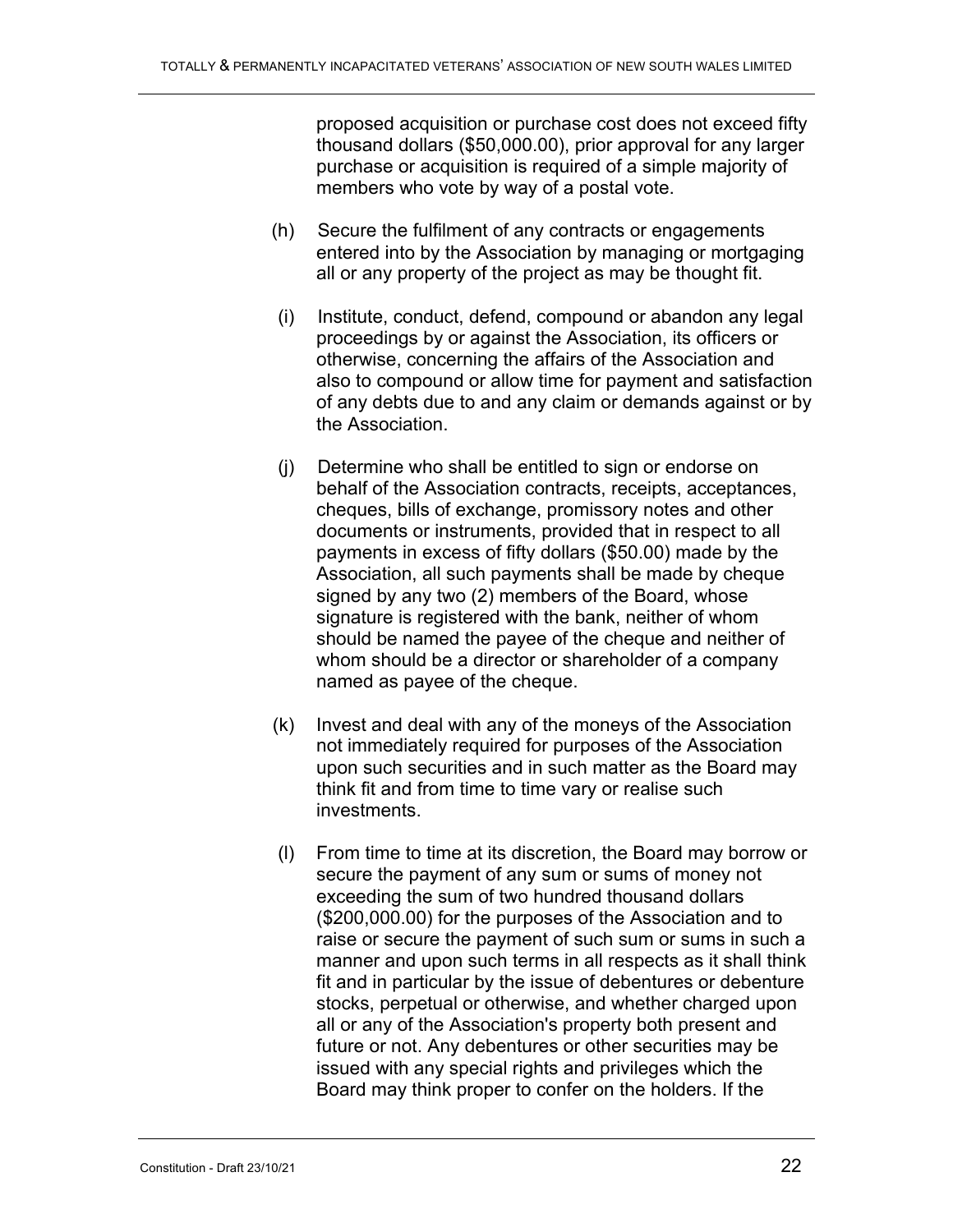proposed acquisition or purchase cost does not exceed fifty thousand dollars ($50,000.00), prior approval for any larger purchase or acquisition is required of a simple majority of members who vote by way of a postal vote.

(h) Secure the fulfilment of any contracts or engagements entered into by the Association by managing or mortgaging all or any property of the project as may be thought fit.

(i) Institute, conduct, defend, compound or abandon any legal proceedings by or against the Association, its officers or otherwise, concerning the affairs of the Association and also to compound or allow time for payment and satisfaction of any debts due to and any claim or demands against or by the Association.

(j) Determine who shall be entitled to sign or endorse on behalf of the Association contracts, receipts, acceptances, cheques, bills of exchange, promissory notes and other documents or instruments, provided that in respect to all payments in excess of fifty dollars ($50.00) made by the Association, all such payments shall be made by cheque signed by any two (2) members of the Board, whose signature is registered with the bank, neither of whom should be named the payee of the cheque and neither of whom should be a director or shareholder of a company named as payee of the cheque.

(k) Invest and deal with any of the moneys of the Association not immediately required for purposes of the Association upon such securities and in such matter as the Board may think fit and from time to time vary or realise such investments.

(l) From time to time at its discretion, the Board may borrow or secure the payment of any sum or sums of money not exceeding the sum of two hundred thousand dollars ($200,000.00) for the purposes of the Association and to raise or secure the payment of such sum or sums in such a manner and upon such terms in all respects as it shall think fit and in particular by the issue of debentures or debenture stocks, perpetual or otherwise, and whether charged upon all or any of the Association's property both present and future or not. Any debentures or other securities may be issued with any special rights and privileges which the Board may think proper to confer on the holders. If the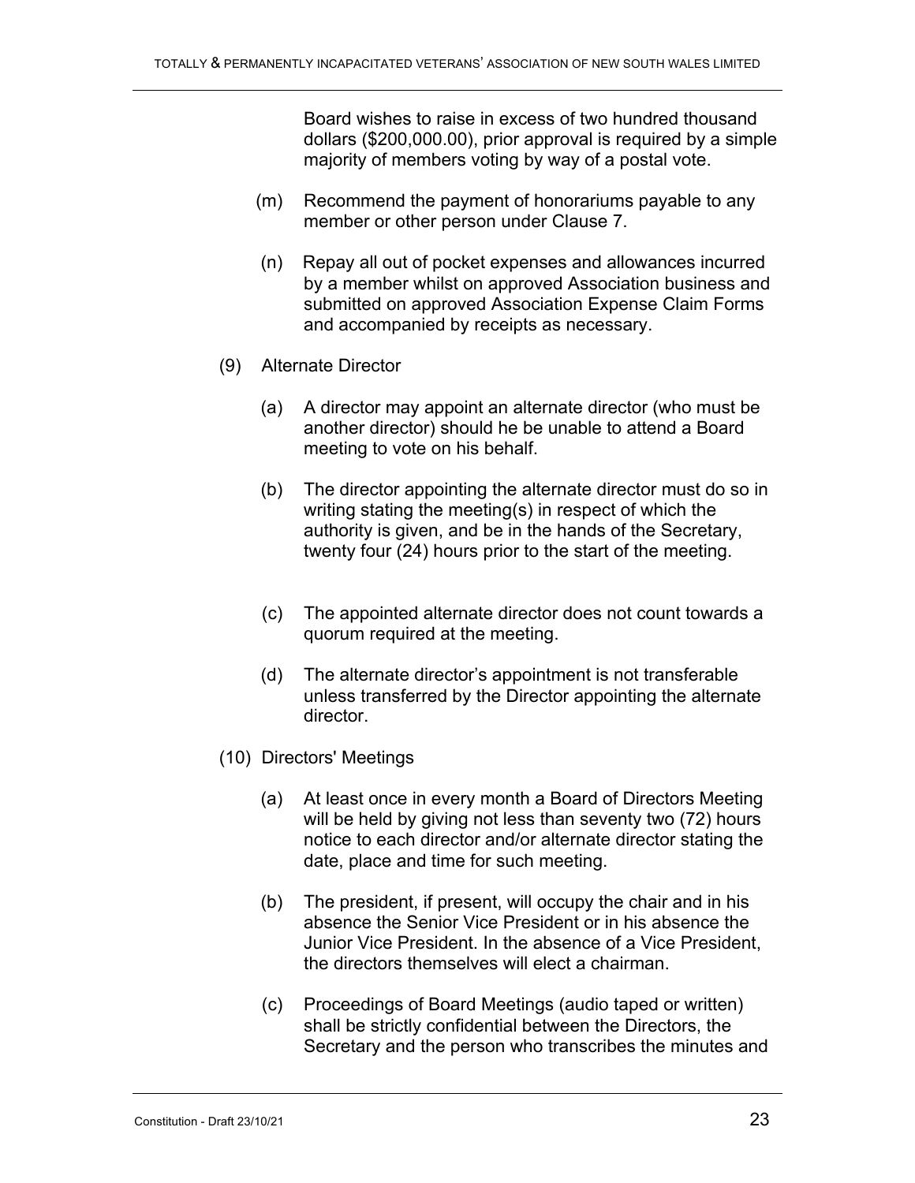Board wishes to raise in excess of two hundred thousand dollars ($200,000.00), prior approval is required by a simple majority of members voting by way of a postal vote.

(m) Recommend the payment of honorariums payable to any member or other person under Clause 7.

(n) Repay all out of pocket expenses and allowances incurred by a member whilst on approved Association business and submitted on approved Association Expense Claim Forms and accompanied by receipts as necessary.

(9) Alternate Director

(a) A director may appoint an alternate director (who must be another director) should he be unable to attend a Board meeting to vote on his behalf.

(b) The director appointing the alternate director must do so in writing stating the meeting(s) in respect of which the authority is given, and be in the hands of the Secretary, twenty four (24) hours prior to the start of the meeting.

(c) The appointed alternate director does not count towards a quorum required at the meeting.

(d) The alternate director's appointment is not transferable unless transferred by the Director appointing the alternate director.

(10) Directors' Meetings

(a) At least once in every month a Board of Directors Meeting will be held by giving not less than seventy two (72) hours notice to each director and/or alternate director stating the date, place and time for such meeting.

(b) The president, if present, will occupy the chair and in his absence the Senior Vice President or in his absence the Junior Vice President. In the absence of a Vice President, the directors themselves will elect a chairman.

(c) Proceedings of Board Meetings (audio taped or written) shall be strictly confidential between the Directors, the Secretary and the person who transcribes the minutes and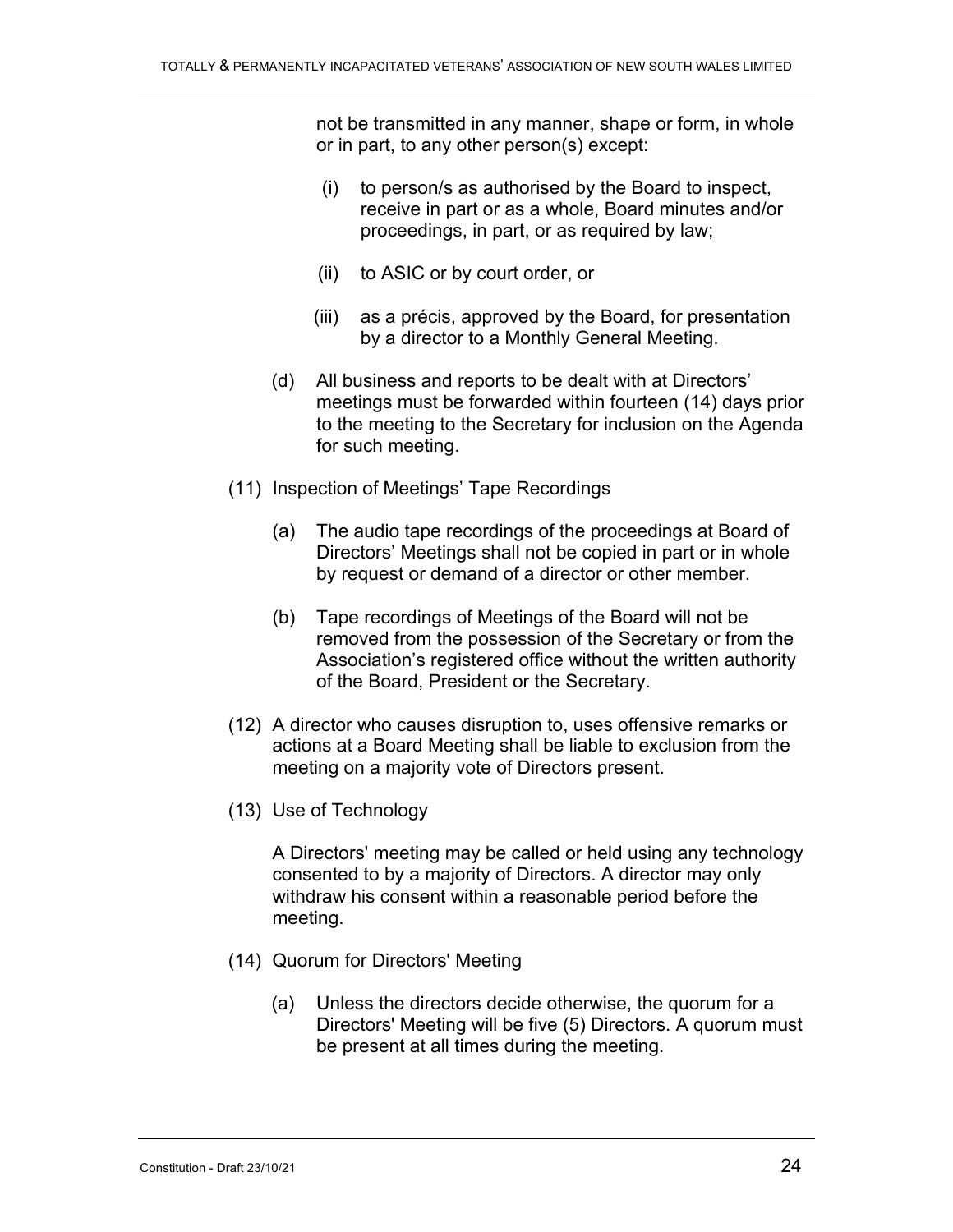not be transmitted in any manner, shape or form, in whole or in part, to any other person(s) except:

   (i) to person/s as authorised by the Board to inspect, receive in part or as a whole, Board minutes and/or proceedings, in part, or as required by law;

   (ii) to ASIC or by court order, or

   (iii) as a précis, approved by the Board, for presentation by a director to a Monthly General Meeting.

(d) All business and reports to be dealt with at Directors' meetings must be forwarded within fourteen (14) days prior to the meeting to the Secretary for inclusion on the Agenda for such meeting.

(11) Inspection of Meetings' Tape Recordings

(a) The audio tape recordings of the proceedings at Board of Directors' Meetings shall not be copied in part or in whole by request or demand of a director or other member.

(b) Tape recordings of Meetings of the Board will not be removed from the possession of the Secretary or from the Association's registered office without the written authority of the Board, President or the Secretary.

(12) A director who causes disruption to, uses offensive remarks or actions at a Board Meeting shall be liable to exclusion from the meeting on a majority vote of Directors present.

(13) Use of Technology

A Directors' meeting may be called or held using any technology consented to by a majority of Directors. A director may only withdraw his consent within a reasonable period before the meeting.

(14) Quorum for Directors' Meeting

(a) Unless the directors decide otherwise, the quorum for a Directors' Meeting will be five (5) Directors. A quorum must be present at all times during the meeting.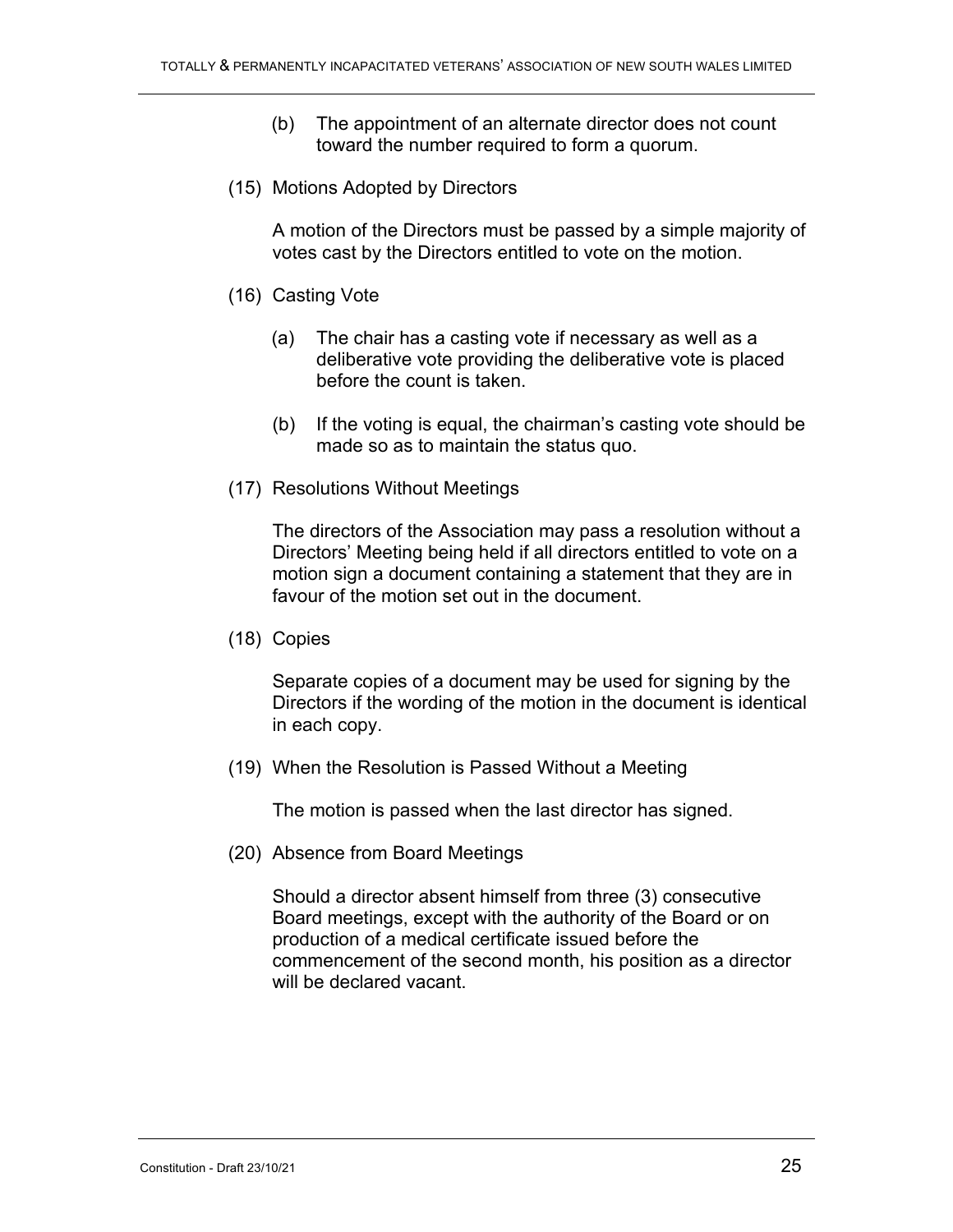(b) The appointment of an alternate director does not count toward the number required to form a quorum.

(15) Motions Adopted by Directors

A motion of the Directors must be passed by a simple majority of votes cast by the Directors entitled to vote on the motion.

(16) Casting Vote

(a) The chair has a casting vote if necessary as well as a deliberative vote providing the deliberative vote is placed before the count is taken.

(b) If the voting is equal, the chairman's casting vote should be made so as to maintain the status quo.

(17) Resolutions Without Meetings

The directors of the Association may pass a resolution without a Directors' Meeting being held if all directors entitled to vote on a motion sign a document containing a statement that they are in favour of the motion set out in the document.

(18) Copies

Separate copies of a document may be used for signing by the Directors if the wording of the motion in the document is identical in each copy.

(19) When the Resolution is Passed Without a Meeting

The motion is passed when the last director has signed.

(20) Absence from Board Meetings

Should a director absent himself from three (3) consecutive Board meetings, except with the authority of the Board or on production of a medical certificate issued before the commencement of the second month, his position as a director will be declared vacant.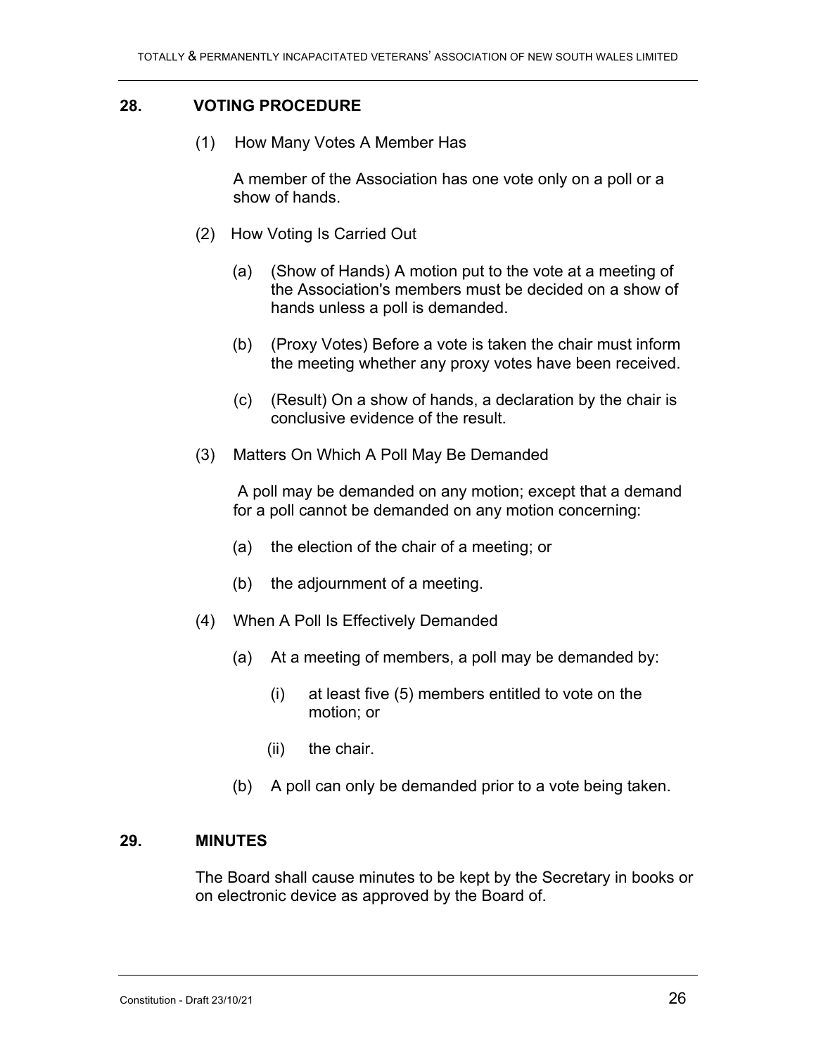## 28. VOTING PROCEDURE

(1) How Many Votes A Member Has

A member of the Association has one vote only on a poll or a show of hands.

(2) How Voting Is Carried Out

(a) (Show of Hands) A motion put to the vote at a meeting of the Association's members must be decided on a show of hands unless a poll is demanded.

(b) (Proxy Votes) Before a vote is taken the chair must inform the meeting whether any proxy votes have been received.

(c) (Result) On a show of hands, a declaration by the chair is conclusive evidence of the result.

(3) Matters On Which A Poll May Be Demanded

A poll may be demanded on any motion; except that a demand for a poll cannot be demanded on any motion concerning:

(a) the election of the chair of a meeting; or

(b) the adjournment of a meeting.

(4) When A Poll Is Effectively Demanded

(a) At a meeting of members, a poll may be demanded by:

(i) at least five (5) members entitled to vote on the motion; or

(ii) the chair.

(b) A poll can only be demanded prior to a vote being taken.

## 29. MINUTES

The Board shall cause minutes to be kept by the Secretary in books or on electronic device as approved by the Board of.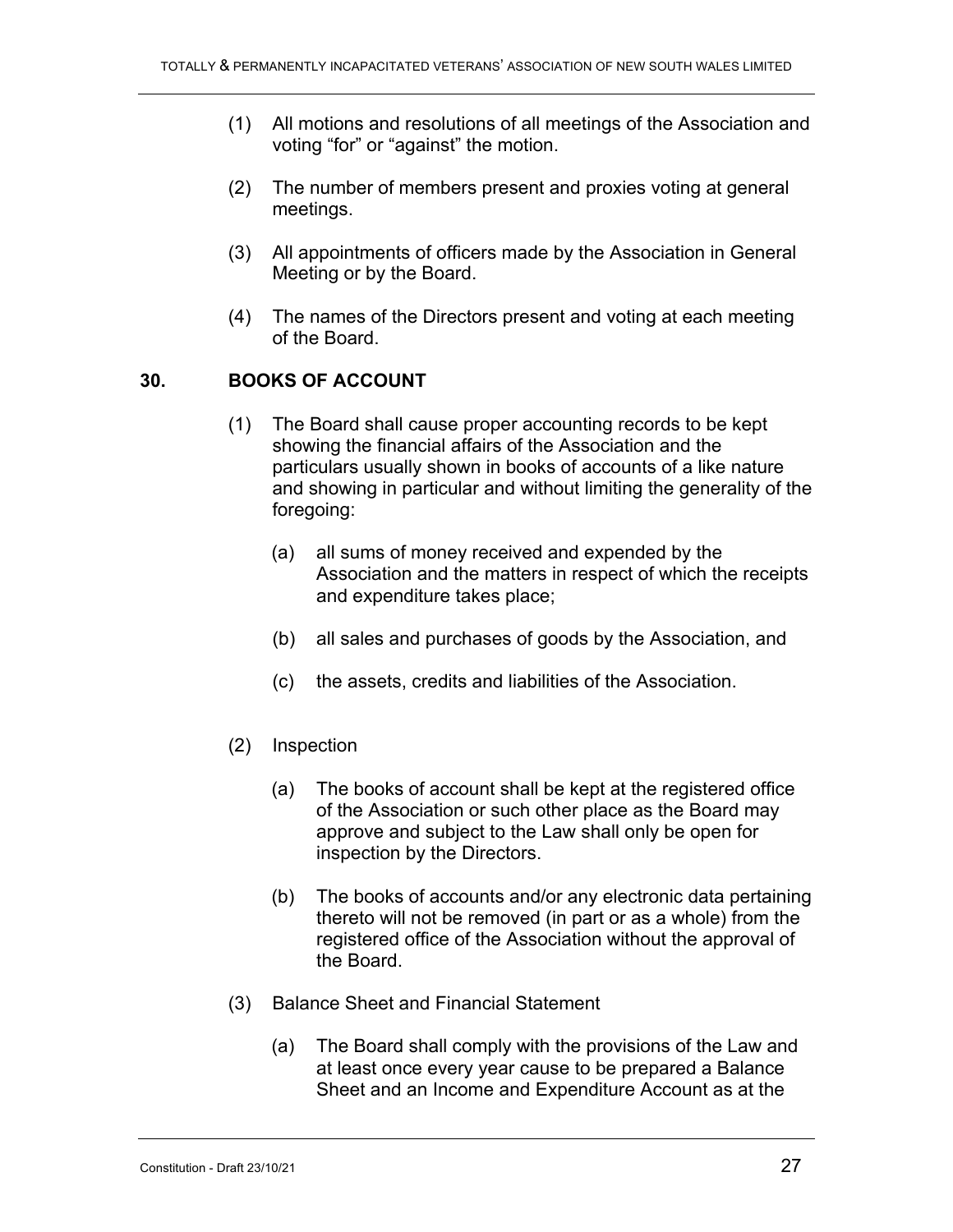(1) All motions and resolutions of all meetings of the Association and voting "for" or "against" the motion.

(2) The number of members present and proxies voting at general meetings.

(3) All appointments of officers made by the Association in General Meeting or by the Board.

(4) The names of the Directors present and voting at each meeting of the Board.

## 30. BOOKS OF ACCOUNT

(1) The Board shall cause proper accounting records to be kept showing the financial affairs of the Association and the particulars usually shown in books of accounts of a like nature and showing in particular and without limiting the generality of the foregoing:

   (a) all sums of money received and expended by the Association and the matters in respect of which the receipts and expenditure takes place;

   (b) all sales and purchases of goods by the Association, and

   (c) the assets, credits and liabilities of the Association.

(2) Inspection

   (a) The books of account shall be kept at the registered office of the Association or such other place as the Board may approve and subject to the Law shall only be open for inspection by the Directors.

   (b) The books of accounts and/or any electronic data pertaining thereto will not be removed (in part or as a whole) from the registered office of the Association without the approval of the Board.

(3) Balance Sheet and Financial Statement

   (a) The Board shall comply with the provisions of the Law and at least once every year cause to be prepared a Balance Sheet and an Income and Expenditure Account as at the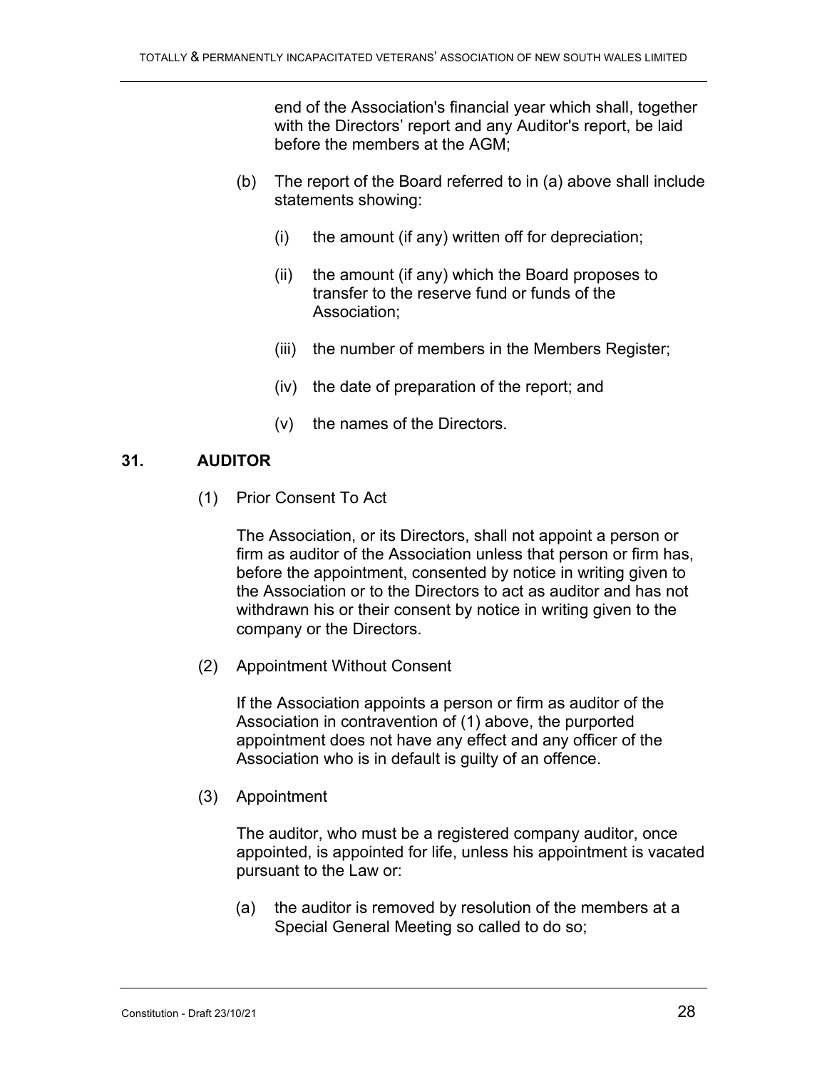end of the Association's financial year which shall, together with the Directors' report and any Auditor's report, be laid before the members at the AGM;

(b) The report of the Board referred to in (a) above shall include statements showing:

   (i) the amount (if any) written off for depreciation;

   (ii) the amount (if any) which the Board proposes to transfer to the reserve fund or funds of the Association;

   (iii) the number of members in the Members Register;

   (iv) the date of preparation of the report; and

   (v) the names of the Directors.

## 31. AUDITOR

(1) Prior Consent To Act

The Association, or its Directors, shall not appoint a person or firm as auditor of the Association unless that person or firm has, before the appointment, consented by notice in writing given to the Association or to the Directors to act as auditor and has not withdrawn his or their consent by notice in writing given to the company or the Directors.

(2) Appointment Without Consent

If the Association appoints a person or firm as auditor of the Association in contravention of (1) above, the purported appointment does not have any effect and any officer of the Association who is in default is guilty of an offence.

(3) Appointment

The auditor, who must be a registered company auditor, once appointed, is appointed for life, unless his appointment is vacated pursuant to the Law or:

(a) the auditor is removed by resolution of the members at a Special General Meeting so called to do so;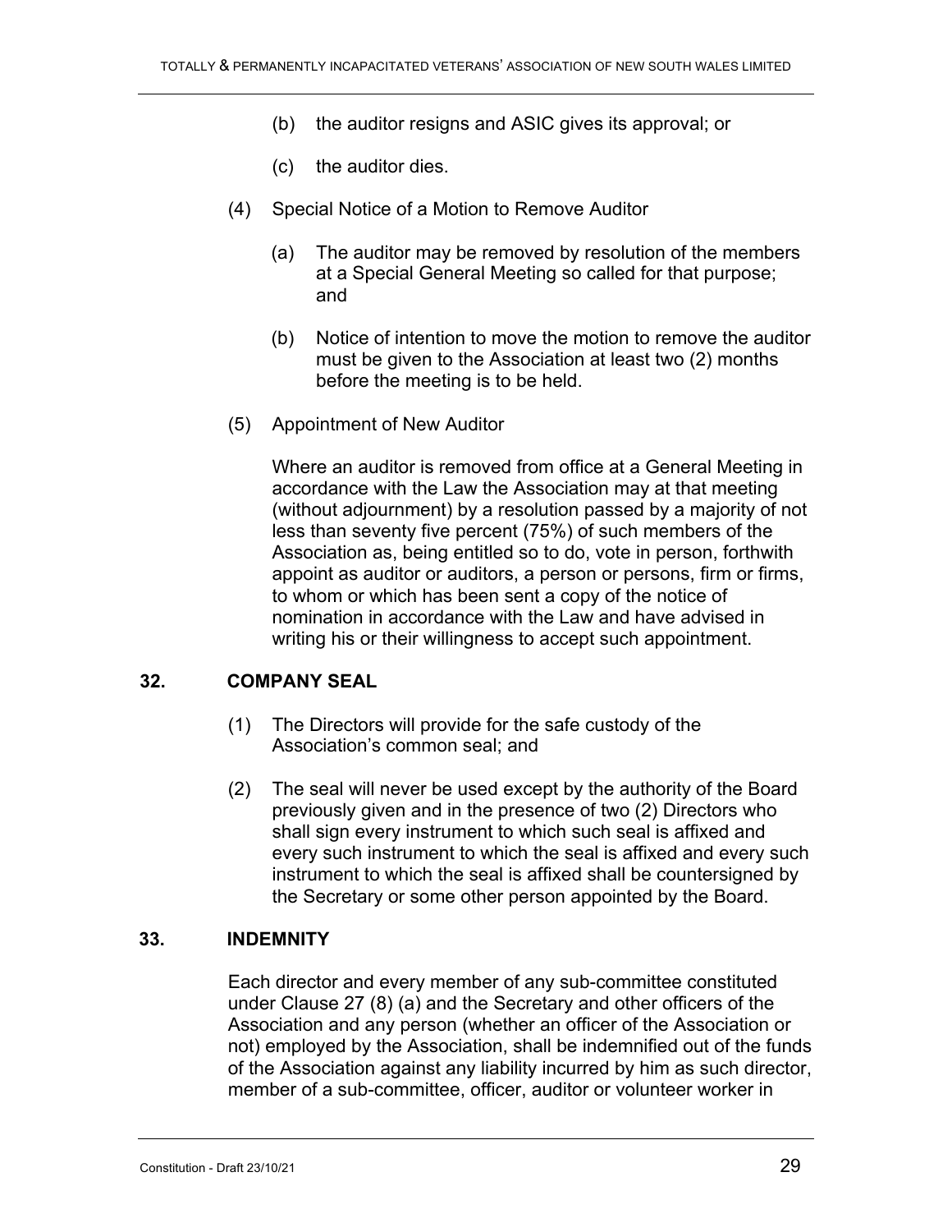(b) the auditor resigns and ASIC gives its approval; or

(c) the auditor dies.

(4) Special Notice of a Motion to Remove Auditor

(a) The auditor may be removed by resolution of the members at a Special General Meeting so called for that purpose; and

(b) Notice of intention to move the motion to remove the auditor must be given to the Association at least two (2) months before the meeting is to be held.

(5) Appointment of New Auditor

Where an auditor is removed from office at a General Meeting in accordance with the Law the Association may at that meeting (without adjournment) by a resolution passed by a majority of not less than seventy five percent (75%) of such members of the Association as, being entitled so to do, vote in person, forthwith appoint as auditor or auditors, a person or persons, firm or firms, to whom or which has been sent a copy of the notice of nomination in accordance with the Law and have advised in writing his or their willingness to accept such appointment.

## 32. COMPANY SEAL

(1) The Directors will provide for the safe custody of the Association's common seal; and

(2) The seal will never be used except by the authority of the Board previously given and in the presence of two (2) Directors who shall sign every instrument to which such seal is affixed and every such instrument to which the seal is affixed and every such instrument to which the seal is affixed shall be countersigned by the Secretary or some other person appointed by the Board.

## 33. INDEMNITY

Each director and every member of any sub-committee constituted under Clause 27 (8) (a) and the Secretary and other officers of the Association and any person (whether an officer of the Association or not) employed by the Association, shall be indemnified out of the funds of the Association against any liability incurred by him as such director, member of a sub-committee, officer, auditor or volunteer worker in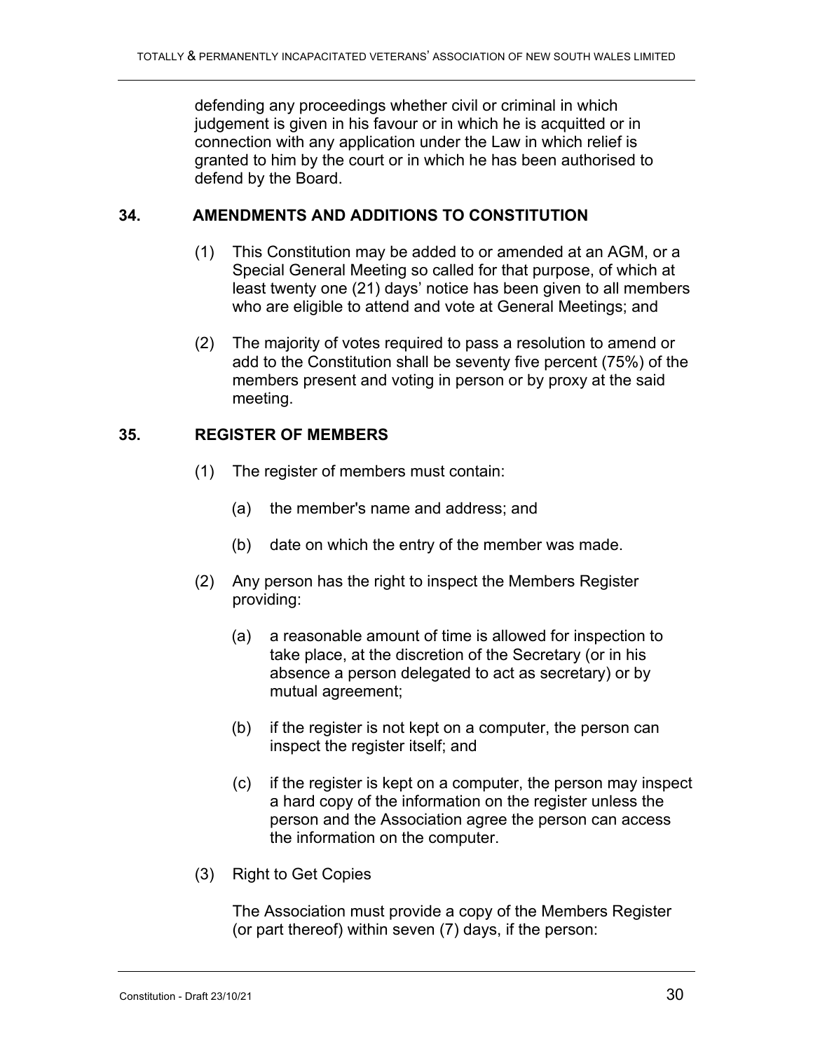defending any proceedings whether civil or criminal in which judgement is given in his favour or in which he is acquitted or in connection with any application under the Law in which relief is granted to him by the court or in which he has been authorised to defend by the Board.

## 34. AMENDMENTS AND ADDITIONS TO CONSTITUTION

(1) This Constitution may be added to or amended at an AGM, or a Special General Meeting so called for that purpose, of which at least twenty one (21) days' notice has been given to all members who are eligible to attend and vote at General Meetings; and

(2) The majority of votes required to pass a resolution to amend or add to the Constitution shall be seventy five percent (75%) of the members present and voting in person or by proxy at the said meeting.

## 35. REGISTER OF MEMBERS

(1) The register of members must contain:

  (a) the member's name and address; and

  (b) date on which the entry of the member was made.

(2) Any person has the right to inspect the Members Register providing:

  (a) a reasonable amount of time is allowed for inspection to take place, at the discretion of the Secretary (or in his absence a person delegated to act as secretary) or by mutual agreement;

  (b) if the register is not kept on a computer, the person can inspect the register itself; and

  (c) if the register is kept on a computer, the person may inspect a hard copy of the information on the register unless the person and the Association agree the person can access the information on the computer.

(3) Right to Get Copies

The Association must provide a copy of the Members Register (or part thereof) within seven (7) days, if the person: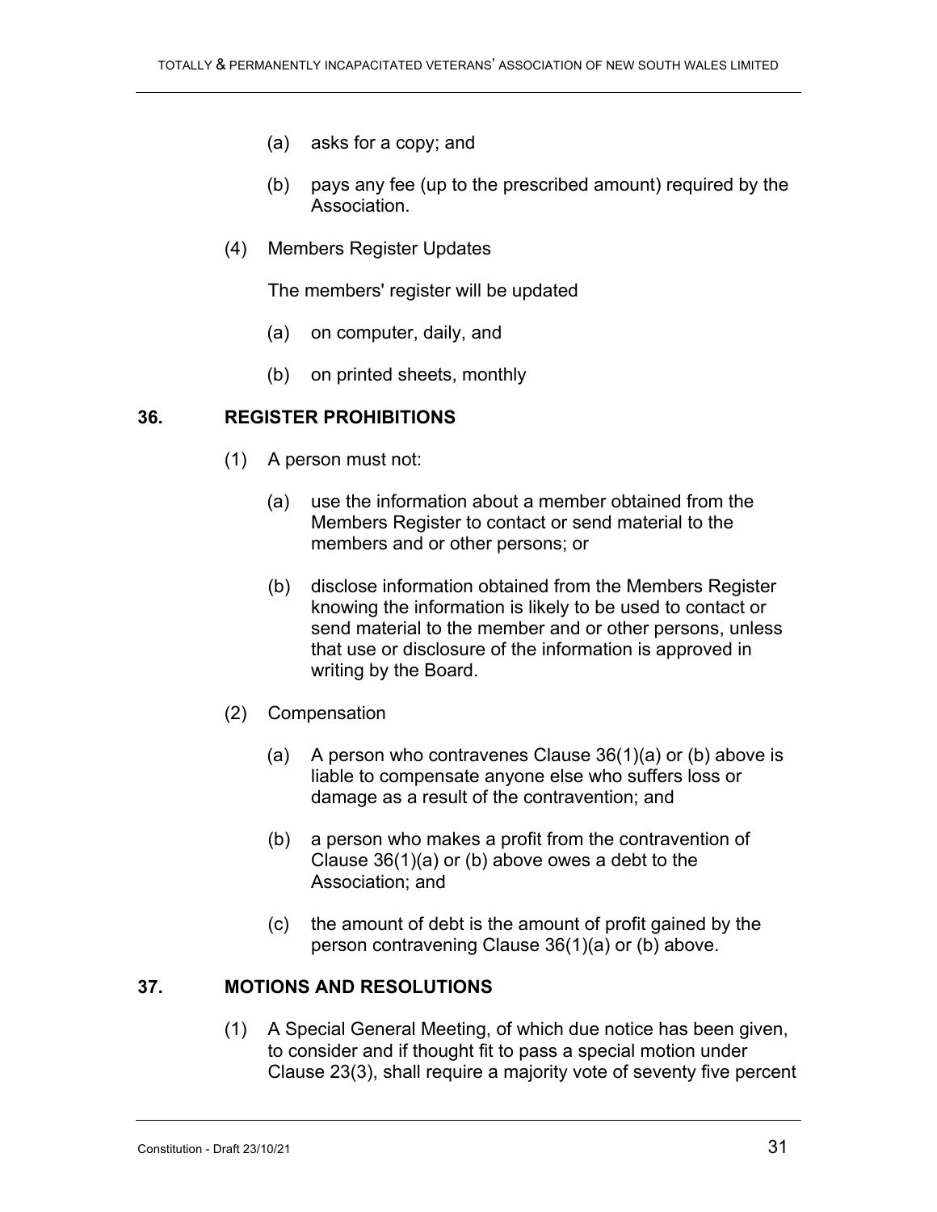(a) asks for a copy; and

(b) pays any fee (up to the prescribed amount) required by the Association.

(4) Members Register Updates

The members' register will be updated

(a) on computer, daily, and

(b) on printed sheets, monthly

## 36. REGISTER PROHIBITIONS

(1) A person must not:

(a) use the information about a member obtained from the Members Register to contact or send material to the members and or other persons; or

(b) disclose information obtained from the Members Register knowing the information is likely to be used to contact or send material to the member and or other persons, unless that use or disclosure of the information is approved in writing by the Board.

(2) Compensation

(a) A person who contravenes Clause 36(1)(a) or (b) above is liable to compensate anyone else who suffers loss or damage as a result of the contravention; and

(b) a person who makes a profit from the contravention of Clause 36(1)(a) or (b) above owes a debt to the Association; and

(c) the amount of debt is the amount of profit gained by the person contravening Clause 36(1)(a) or (b) above.

## 37. MOTIONS AND RESOLUTIONS

(1) A Special General Meeting, of which due notice has been given, to consider and if thought fit to pass a special motion under Clause 23(3), shall require a majority vote of seventy five percent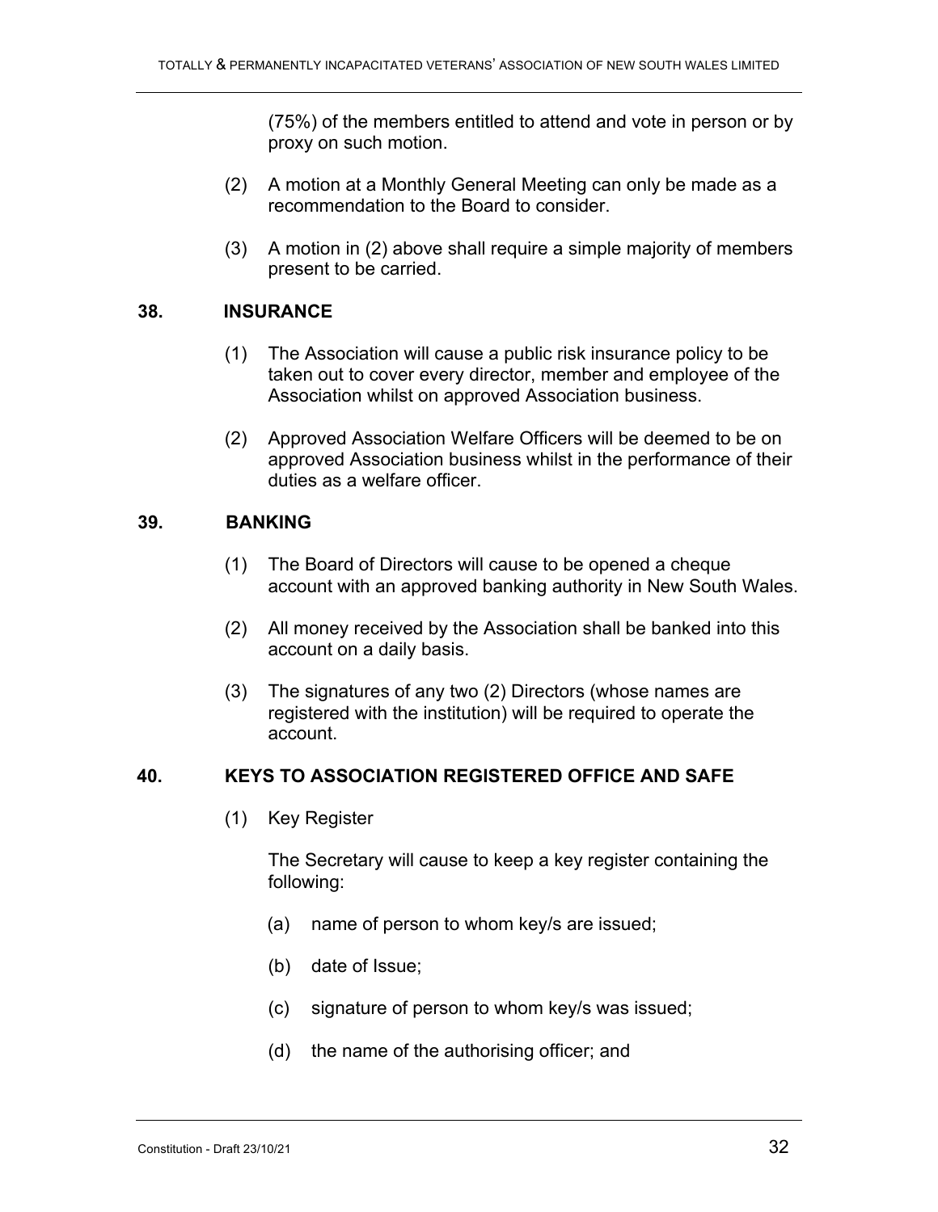(75%) of the members entitled to attend and vote in person or by proxy on such motion.

(2) A motion at a Monthly General Meeting can only be made as a recommendation to the Board to consider.

(3) A motion in (2) above shall require a simple majority of members present to be carried.

## 38. INSURANCE

(1) The Association will cause a public risk insurance policy to be taken out to cover every director, member and employee of the Association whilst on approved Association business.

(2) Approved Association Welfare Officers will be deemed to be on approved Association business whilst in the performance of their duties as a welfare officer.

## 39. BANKING

(1) The Board of Directors will cause to be opened a cheque account with an approved banking authority in New South Wales.

(2) All money received by the Association shall be banked into this account on a daily basis.

(3) The signatures of any two (2) Directors (whose names are registered with the institution) will be required to operate the account.

## 40. KEYS TO ASSOCIATION REGISTERED OFFICE AND SAFE

(1) Key Register

The Secretary will cause to keep a key register containing the following:

(a) name of person to whom key/s are issued;

(b) date of Issue;

(c) signature of person to whom key/s was issued;

(d) the name of the authorising officer; and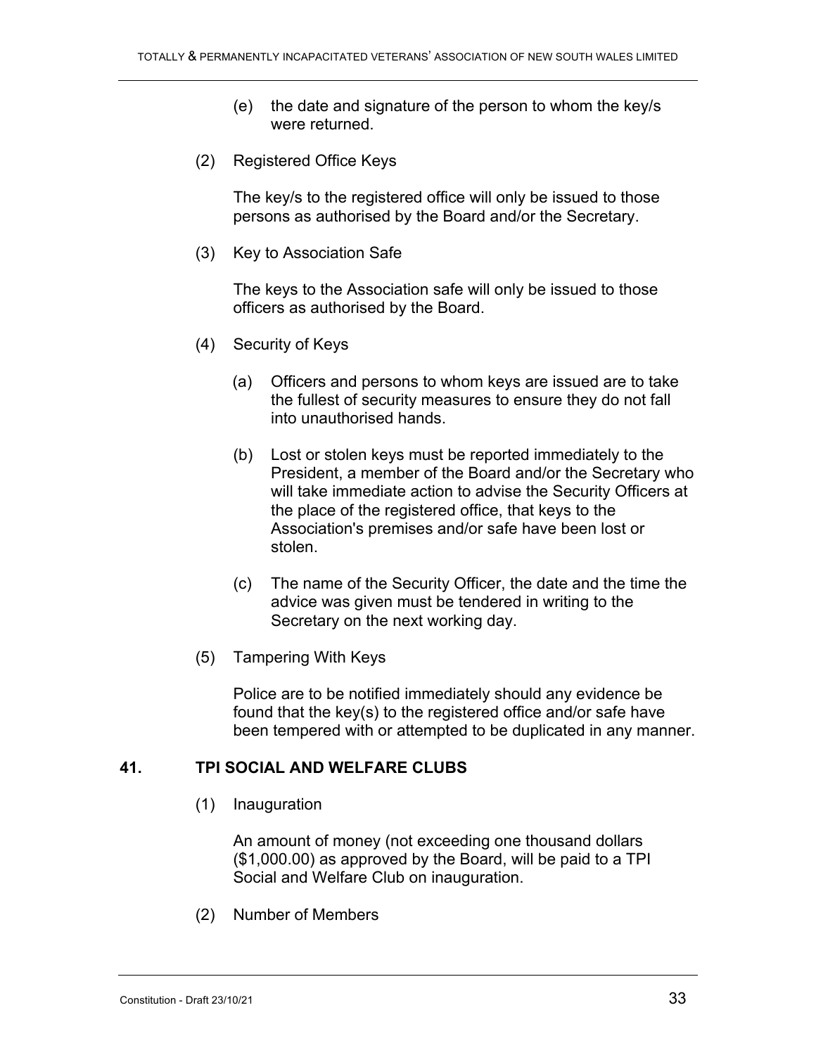(e) the date and signature of the person to whom the key/s were returned.

(2) Registered Office Keys

The key/s to the registered office will only be issued to those persons as authorised by the Board and/or the Secretary.

(3) Key to Association Safe

The keys to the Association safe will only be issued to those officers as authorised by the Board.

(4) Security of Keys

(a) Officers and persons to whom keys are issued are to take the fullest of security measures to ensure they do not fall into unauthorised hands.

(b) Lost or stolen keys must be reported immediately to the President, a member of the Board and/or the Secretary who will take immediate action to advise the Security Officers at the place of the registered office, that keys to the Association's premises and/or safe have been lost or stolen.

(c) The name of the Security Officer, the date and the time the advice was given must be tendered in writing to the Secretary on the next working day.

(5) Tampering With Keys

Police are to be notified immediately should any evidence be found that the key(s) to the registered office and/or safe have been tempered with or attempted to be duplicated in any manner.

## 41. TPI SOCIAL AND WELFARE CLUBS

(1) Inauguration

An amount of money (not exceeding one thousand dollars ($1,000.00) as approved by the Board, will be paid to a TPI Social and Welfare Club on inauguration.

(2) Number of Members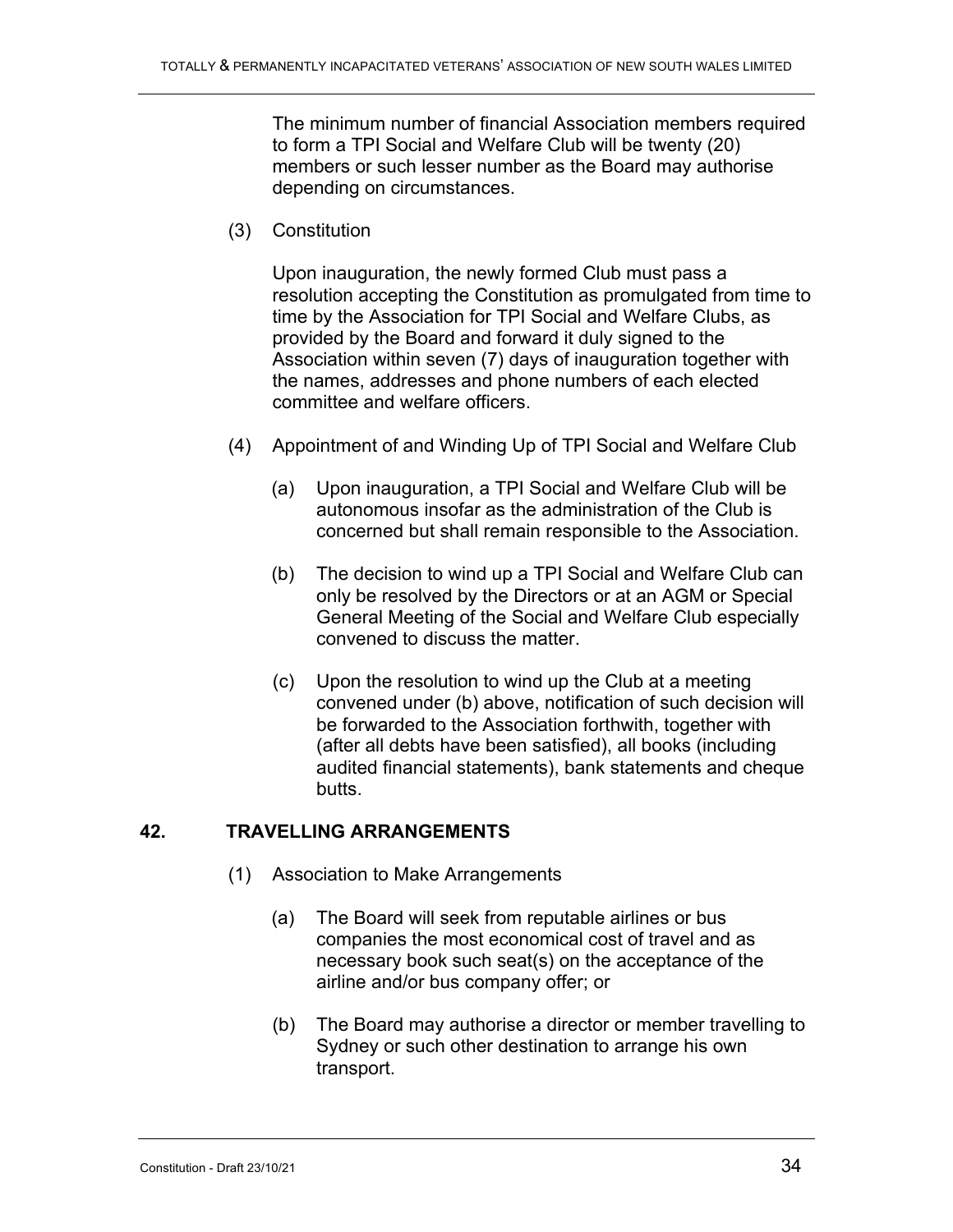The minimum number of financial Association members required to form a TPI Social and Welfare Club will be twenty (20) members or such lesser number as the Board may authorise depending on circumstances.

(3) Constitution

Upon inauguration, the newly formed Club must pass a resolution accepting the Constitution as promulgated from time to time by the Association for TPI Social and Welfare Clubs, as provided by the Board and forward it duly signed to the Association within seven (7) days of inauguration together with the names, addresses and phone numbers of each elected committee and welfare officers.

(4) Appointment of and Winding Up of TPI Social and Welfare Club

(a) Upon inauguration, a TPI Social and Welfare Club will be autonomous insofar as the administration of the Club is concerned but shall remain responsible to the Association.

(b) The decision to wind up a TPI Social and Welfare Club can only be resolved by the Directors or at an AGM or Special General Meeting of the Social and Welfare Club especially convened to discuss the matter.

(c) Upon the resolution to wind up the Club at a meeting convened under (b) above, notification of such decision will be forwarded to the Association forthwith, together with (after all debts have been satisfied), all books (including audited financial statements), bank statements and cheque butts.

## 42. TRAVELLING ARRANGEMENTS

(1) Association to Make Arrangements

(a) The Board will seek from reputable airlines or bus companies the most economical cost of travel and as necessary book such seat(s) on the acceptance of the airline and/or bus company offer; or

(b) The Board may authorise a director or member travelling to Sydney or such other destination to arrange his own transport.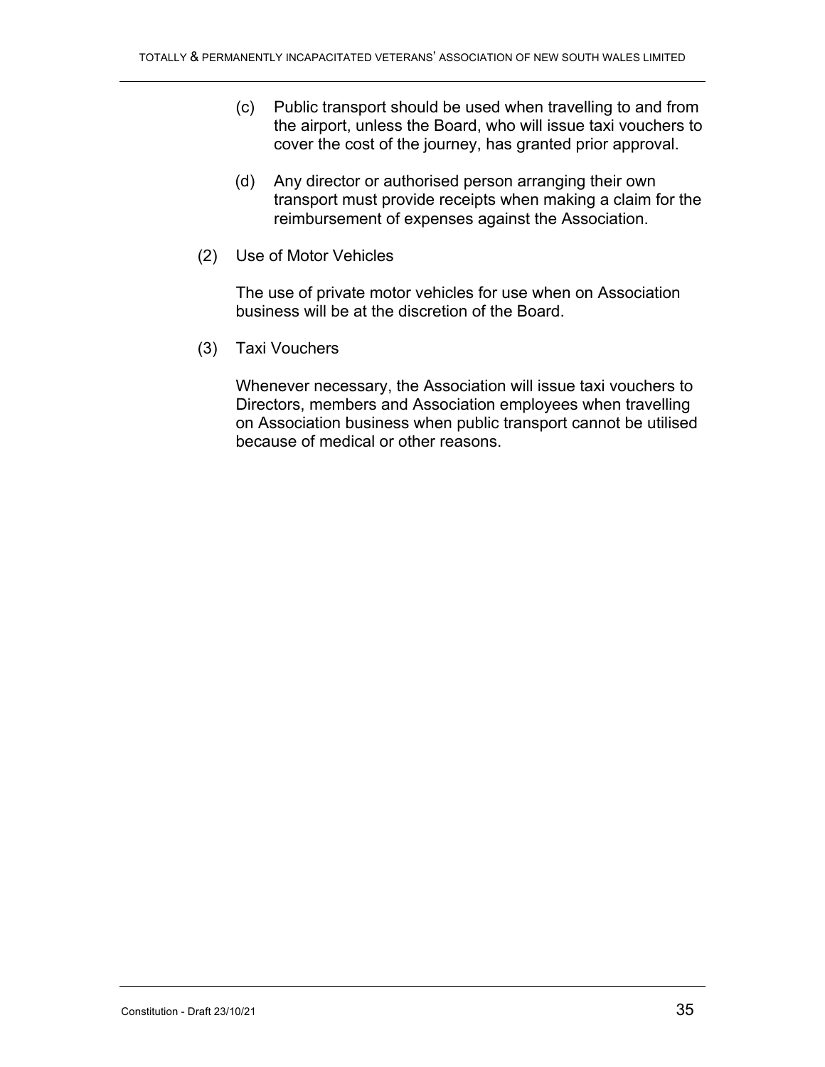(c) Public transport should be used when travelling to and from the airport, unless the Board, who will issue taxi vouchers to cover the cost of the journey, has granted prior approval.

(d) Any director or authorised person arranging their own transport must provide receipts when making a claim for the reimbursement of expenses against the Association.

(2) Use of Motor Vehicles

The use of private motor vehicles for use when on Association business will be at the discretion of the Board.

(3) Taxi Vouchers

Whenever necessary, the Association will issue taxi vouchers to Directors, members and Association employees when travelling on Association business when public transport cannot be utilised because of medical or other reasons.